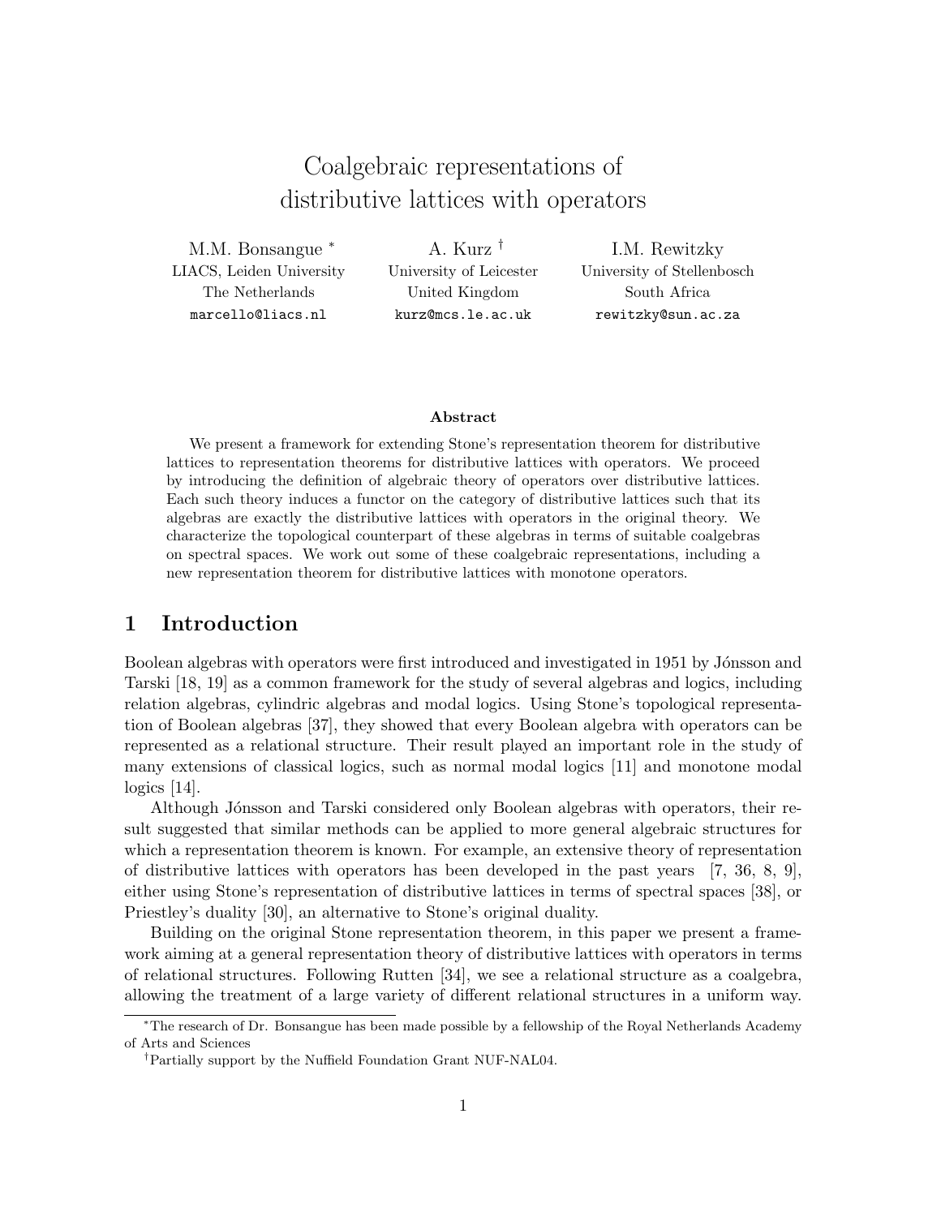# Coalgebraic representations of distributive lattices with operators

M.M. Bonsangue *
LIACS, Leiden University
The Netherlands
marcello@liacs.nl

A. Kurz †
University of Leicester
United Kingdom
kurz@mcs.le.ac.uk

I.M. Rewitzky
University of Stellenbosch
South Africa
rewitzky@sun.ac.za

**Abstract**

We present a framework for extending Stone's representation theorem for distributive lattices to representation theorems for distributive lattices with operators. We proceed by introducing the definition of algebraic theory of operators over distributive lattices. Each such theory induces a functor on the category of distributive lattices such that its algebras are exactly the distributive lattices with operators in the original theory. We characterize the topological counterpart of these algebras in terms of suitable coalgebras on spectral spaces. We work out some of these coalgebraic representations, including a new representation theorem for distributive lattices with monotone operators.

## 1 Introduction

Boolean algebras with operators were first introduced and investigated in 1951 by Jónsson and Tarski [18, 19] as a common framework for the study of several algebras and logics, including relation algebras, cylindric algebras and modal logics. Using Stone's topological representation of Boolean algebras [37], they showed that every Boolean algebra with operators can be represented as a relational structure. Their result played an important role in the study of many extensions of classical logics, such as normal modal logics [11] and monotone modal logics [14].

Although Jónsson and Tarski considered only Boolean algebras with operators, their result suggested that similar methods can be applied to more general algebraic structures for which a representation theorem is known. For example, an extensive theory of representation of distributive lattices with operators has been developed in the past years [7, 36, 8, 9], either using Stone's representation of distributive lattices in terms of spectral spaces [38], or Priestley's duality [30], an alternative to Stone's original duality.

Building on the original Stone representation theorem, in this paper we present a framework aiming at a general representation theory of distributive lattices with operators in terms of relational structures. Following Rutten [34], we see a relational structure as a coalgebra, allowing the treatment of a large variety of different relational structures in a uniform way.

*The research of Dr. Bonsangue has been made possible by a fellowship of the Royal Netherlands Academy of Arts and Sciences

†Partially support by the Nuffield Foundation Grant NUF-NAL04.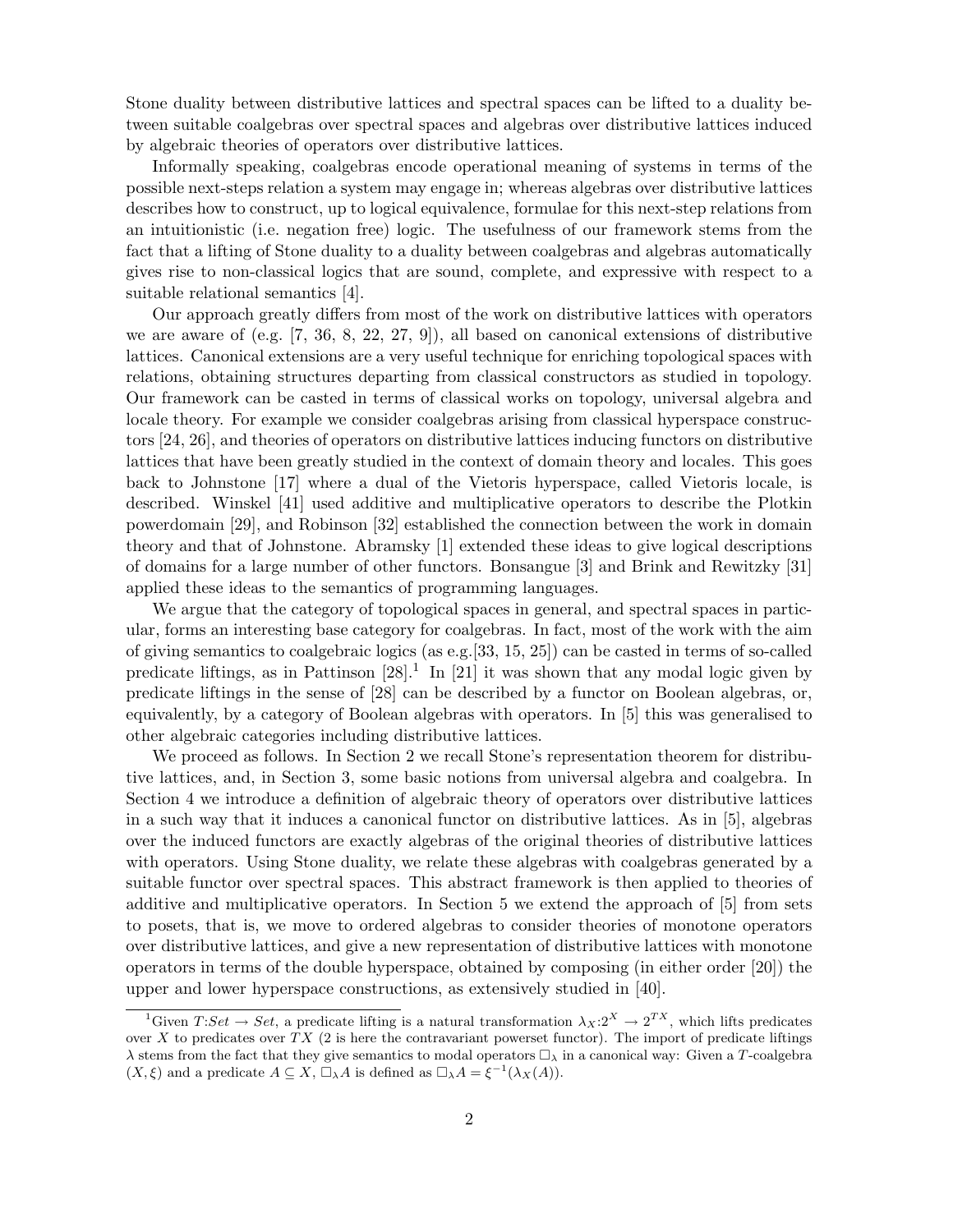Stone duality between distributive lattices and spectral spaces can be lifted to a duality between suitable coalgebras over spectral spaces and algebras over distributive lattices induced by algebraic theories of operators over distributive lattices.

Informally speaking, coalgebras encode operational meaning of systems in terms of the possible next-steps relation a system may engage in; whereas algebras over distributive lattices describes how to construct, up to logical equivalence, formulae for this next-step relations from an intuitionistic (i.e. negation free) logic. The usefulness of our framework stems from the fact that a lifting of Stone duality to a duality between coalgebras and algebras automatically gives rise to non-classical logics that are sound, complete, and expressive with respect to a suitable relational semantics [4].

Our approach greatly differs from most of the work on distributive lattices with operators we are aware of (e.g. [7, 36, 8, 22, 27, 9]), all based on canonical extensions of distributive lattices. Canonical extensions are a very useful technique for enriching topological spaces with relations, obtaining structures departing from classical constructors as studied in topology. Our framework can be casted in terms of classical works on topology, universal algebra and locale theory. For example we consider coalgebras arising from classical hyperspace constructors [24, 26], and theories of operators on distributive lattices inducing functors on distributive lattices that have been greatly studied in the context of domain theory and locales. This goes back to Johnstone [17] where a dual of the Vietoris hyperspace, called Vietoris locale, is described. Winskel [41] used additive and multiplicative operators to describe the Plotkin powerdomain [29], and Robinson [32] established the connection between the work in domain theory and that of Johnstone. Abramsky [1] extended these ideas to give logical descriptions of domains for a large number of other functors. Bonsangue [3] and Brink and Rewitzky [31] applied these ideas to the semantics of programming languages.

We argue that the category of topological spaces in general, and spectral spaces in particular, forms an interesting base category for coalgebras. In fact, most of the work with the aim of giving semantics to coalgebraic logics (as e.g.[33, 15, 25]) can be casted in terms of so-called predicate liftings, as in Pattinson [28].[1] In [21] it was shown that any modal logic given by predicate liftings in the sense of [28] can be described by a functor on Boolean algebras, or, equivalently, by a category of Boolean algebras with operators. In [5] this was generalised to other algebraic categories including distributive lattices.

We proceed as follows. In Section 2 we recall Stone's representation theorem for distributive lattices, and, in Section 3, some basic notions from universal algebra and coalgebra. In Section 4 we introduce a definition of algebraic theory of operators over distributive lattices in a such way that it induces a canonical functor on distributive lattices. As in [5], algebras over the induced functors are exactly algebras of the original theories of distributive lattices with operators. Using Stone duality, we relate these algebras with coalgebras generated by a suitable functor over spectral spaces. This abstract framework is then applied to theories of additive and multiplicative operators. In Section 5 we extend the approach of [5] from sets to posets, that is, we move to ordered algebras to consider theories of monotone operators over distributive lattices, and give a new representation of distributive lattices with monotone operators in terms of the double hyperspace, obtained by composing (in either order [20]) the upper and lower hyperspace constructions, as extensively studied in [40].

---

[1] Given $T{:}Set \to Set$, a predicate lifting is a natural transformation $\lambda_X{:}2^X \to 2^{TX}$, which lifts predicates over $X$ to predicates over $TX$ (2 is here the contravariant powerset functor). The import of predicate liftings $\lambda$ stems from the fact that they give semantics to modal operators $\Box_\lambda$ in a canonical way: Given a $T$-coalgebra $(X, \xi)$ and a predicate $A \subseteq X$, $\Box_\lambda A$ is defined as $\Box_\lambda A = \xi^{-1}(\lambda_X(A))$.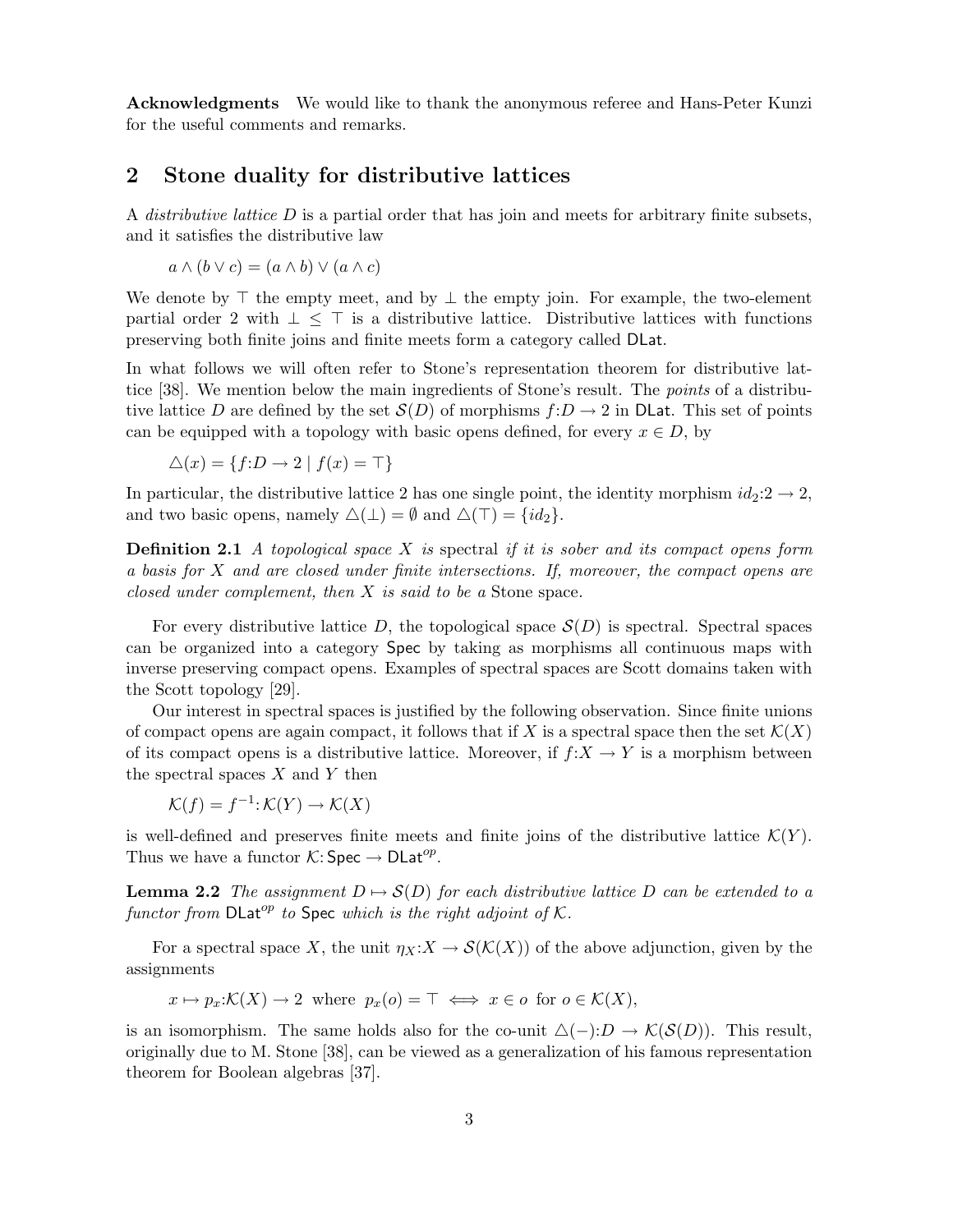**Acknowledgments** We would like to thank the anonymous referee and Hans-Peter Kunzi for the useful comments and remarks.

## 2 Stone duality for distributive lattices

A *distributive lattice* $D$ is a partial order that has join and meets for arbitrary finite subsets, and it satisfies the distributive law

$$a \wedge (b \vee c) = (a \wedge b) \vee (a \wedge c)$$

We denote by $\top$ the empty meet, and by $\bot$ the empty join. For example, the two-element partial order 2 with $\bot \leq \top$ is a distributive lattice. Distributive lattices with functions preserving both finite joins and finite meets form a category called $\mathsf{DLat}$.

In what follows we will often refer to Stone's representation theorem for distributive lattice [38]. We mention below the main ingredients of Stone's result. The *points* of a distributive lattice $D$ are defined by the set $\mathcal{S}(D)$ of morphisms $f{:}D \to 2$ in $\mathsf{DLat}$. This set of points can be equipped with a topology with basic opens defined, for every $x \in D$, by

$$\triangle(x) = \{f{:}D \to 2 \mid f(x) = \top\}$$

In particular, the distributive lattice 2 has one single point, the identity morphism $id_2{:}2 \to 2$, and two basic opens, namely $\triangle(\bot) = \emptyset$ and $\triangle(\top) = \{id_2\}$.

**Definition 2.1** *A topological space $X$ is* spectral *if it is sober and its compact opens form a basis for $X$ and are closed under finite intersections. If, moreover, the compact opens are closed under complement, then $X$ is said to be a* Stone space.

For every distributive lattice $D$, the topological space $\mathcal{S}(D)$ is spectral. Spectral spaces can be organized into a category $\mathsf{Spec}$ by taking as morphisms all continuous maps with inverse preserving compact opens. Examples of spectral spaces are Scott domains taken with the Scott topology [29].

Our interest in spectral spaces is justified by the following observation. Since finite unions of compact opens are again compact, it follows that if $X$ is a spectral space then the set $\mathcal{K}(X)$ of its compact opens is a distributive lattice. Moreover, if $f{:}X \to Y$ is a morphism between the spectral spaces $X$ and $Y$ then

$$\mathcal{K}(f) = f^{-1}{:}\mathcal{K}(Y) \to \mathcal{K}(X)$$

is well-defined and preserves finite meets and finite joins of the distributive lattice $\mathcal{K}(Y)$. Thus we have a functor $\mathcal{K}{:}\,\mathsf{Spec} \to \mathsf{DLat}^{op}$.

**Lemma 2.2** *The assignment $D \mapsto \mathcal{S}(D)$ for each distributive lattice $D$ can be extended to a functor from $\mathsf{DLat}^{op}$ to $\mathsf{Spec}$ which is the right adjoint of $\mathcal{K}$.*

For a spectral space $X$, the unit $\eta_X{:}X \to \mathcal{S}(\mathcal{K}(X))$ of the above adjunction, given by the assignments

$$x \mapsto p_x{:}\mathcal{K}(X) \to 2 \text{ where } p_x(o) = \top \iff x \in o \text{ for } o \in \mathcal{K}(X),$$

is an isomorphism. The same holds also for the co-unit $\triangle(-){:}D \to \mathcal{K}(\mathcal{S}(D))$. This result, originally due to M. Stone [38], can be viewed as a generalization of his famous representation theorem for Boolean algebras [37].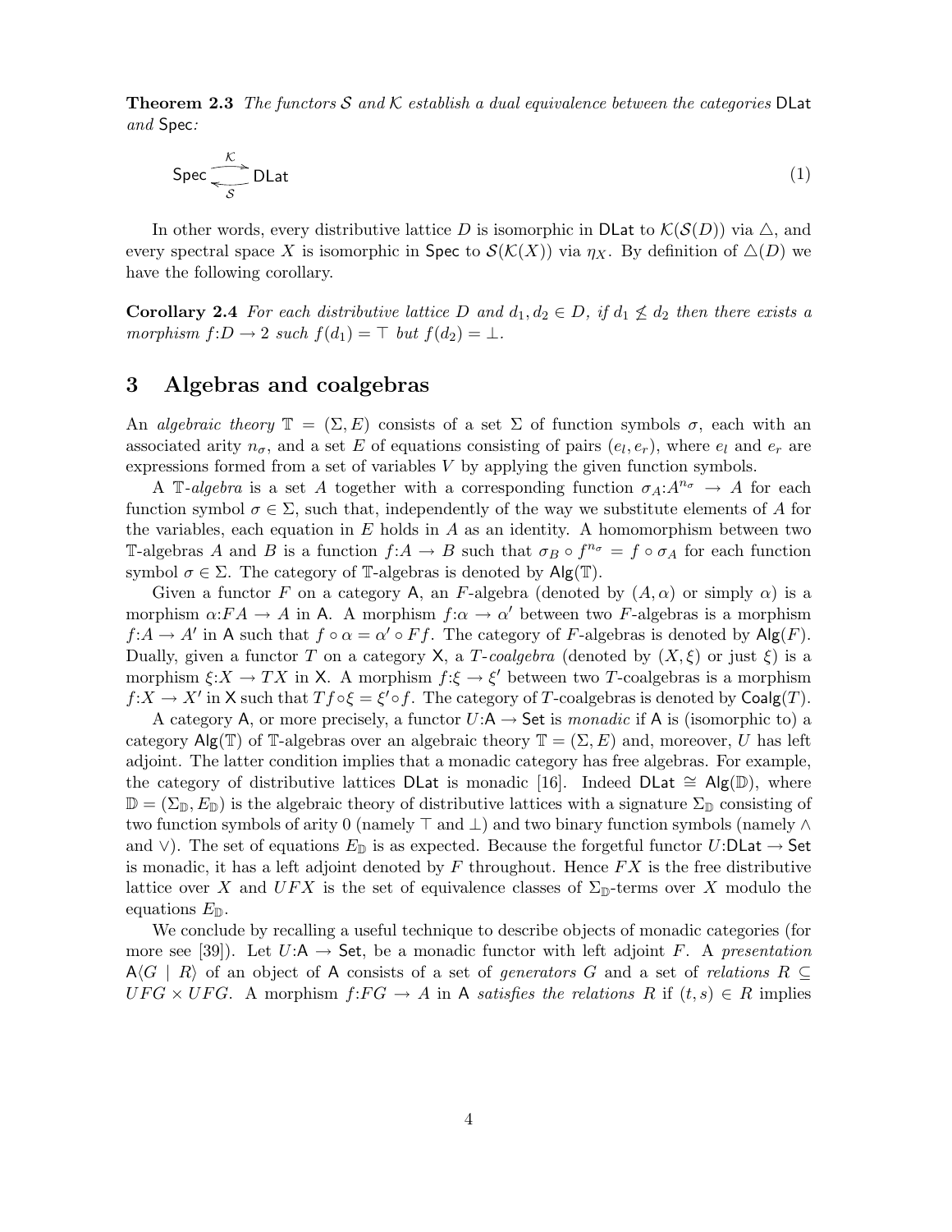**Theorem 2.3** *The functors $\mathcal{S}$ and $\mathcal{K}$ establish a dual equivalence between the categories* $\mathsf{DLat}$ *and* $\mathsf{Spec}$*:*

$$\mathsf{Spec} \underset{\mathcal{S}}{\overset{\mathcal{K}}{\rightleftarrows}} \mathsf{DLat} \tag{1}$$

In other words, every distributive lattice $D$ is isomorphic in $\mathsf{DLat}$ to $\mathcal{K}(\mathcal{S}(D))$ via $\triangle$, and every spectral space $X$ is isomorphic in $\mathsf{Spec}$ to $\mathcal{S}(\mathcal{K}(X))$ via $\eta_X$. By definition of $\triangle(D)$ we have the following corollary.

**Corollary 2.4** *For each distributive lattice $D$ and $d_1, d_2 \in D$, if $d_1 \not\leq d_2$ then there exists a morphism $f{:}D \to 2$ such $f(d_1) = \top$ but $f(d_2) = \bot$.*

## 3 Algebras and coalgebras

An *algebraic theory* $\mathbb{T} = (\Sigma, E)$ consists of a set $\Sigma$ of function symbols $\sigma$, each with an associated arity $n_\sigma$, and a set $E$ of equations consisting of pairs $(e_l, e_r)$, where $e_l$ and $e_r$ are expressions formed from a set of variables $V$ by applying the given function symbols.

A $\mathbb{T}$-*algebra* is a set $A$ together with a corresponding function $\sigma_A{:}A^{n_\sigma} \to A$ for each function symbol $\sigma \in \Sigma$, such that, independently of the way we substitute elements of $A$ for the variables, each equation in $E$ holds in $A$ as an identity. A homomorphism between two $\mathbb{T}$-algebras $A$ and $B$ is a function $f{:}A \to B$ such that $\sigma_B \circ f^{n_\sigma} = f \circ \sigma_A$ for each function symbol $\sigma \in \Sigma$. The category of $\mathbb{T}$-algebras is denoted by $\mathsf{Alg}(\mathbb{T})$.

Given a functor $F$ on a category $\mathsf{A}$, an $F$-algebra (denoted by $(A, \alpha)$ or simply $\alpha$) is a morphism $\alpha{:}FA \to A$ in $\mathsf{A}$. A morphism $f{:}\alpha \to \alpha'$ between two $F$-algebras is a morphism $f{:}A \to A'$ in $\mathsf{A}$ such that $f \circ \alpha = \alpha' \circ Ff$. The category of $F$-algebras is denoted by $\mathsf{Alg}(F)$. Dually, given a functor $T$ on a category $\mathsf{X}$, a $T$-*coalgebra* (denoted by $(X, \xi)$ or just $\xi$) is a morphism $\xi{:}X \to TX$ in $\mathsf{X}$. A morphism $f{:}\xi \to \xi'$ between two $T$-coalgebras is a morphism $f{:}X \to X'$ in $\mathsf{X}$ such that $Tf \circ \xi = \xi' \circ f$. The category of $T$-coalgebras is denoted by $\mathsf{Coalg}(T)$.

A category $\mathsf{A}$, or more precisely, a functor $U{:}\mathsf{A} \to \mathsf{Set}$ is *monadic* if $\mathsf{A}$ is (isomorphic to) a category $\mathsf{Alg}(\mathbb{T})$ of $\mathbb{T}$-algebras over an algebraic theory $\mathbb{T} = (\Sigma, E)$ and, moreover, $U$ has left adjoint. The latter condition implies that a monadic category has free algebras. For example, the category of distributive lattices $\mathsf{DLat}$ is monadic [16]. Indeed $\mathsf{DLat} \cong \mathsf{Alg}(\mathbb{D})$, where $\mathbb{D} = (\Sigma_\mathbb{D}, E_\mathbb{D})$ is the algebraic theory of distributive lattices with a signature $\Sigma_\mathbb{D}$ consisting of two function symbols of arity 0 (namely $\top$ and $\bot$) and two binary function symbols (namely $\wedge$ and $\vee$). The set of equations $E_\mathbb{D}$ is as expected. Because the forgetful functor $U{:}\mathsf{DLat} \to \mathsf{Set}$ is monadic, it has a left adjoint denoted by $F$ throughout. Hence $FX$ is the free distributive lattice over $X$ and $UFX$ is the set of equivalence classes of $\Sigma_\mathbb{D}$-terms over $X$ modulo the equations $E_\mathbb{D}$.

We conclude by recalling a useful technique to describe objects of monadic categories (for more see [39]). Let $U{:}\mathsf{A} \to \mathsf{Set}$, be a monadic functor with left adjoint $F$. A *presentation* $\mathsf{A}\langle G \mid R\rangle$ of an object of $\mathsf{A}$ consists of a set of *generators* $G$ and a set of *relations* $R \subseteq UFG \times UFG$. A morphism $f{:}FG \to A$ in $\mathsf{A}$ *satisfies the relations* $R$ if $(t, s) \in R$ implies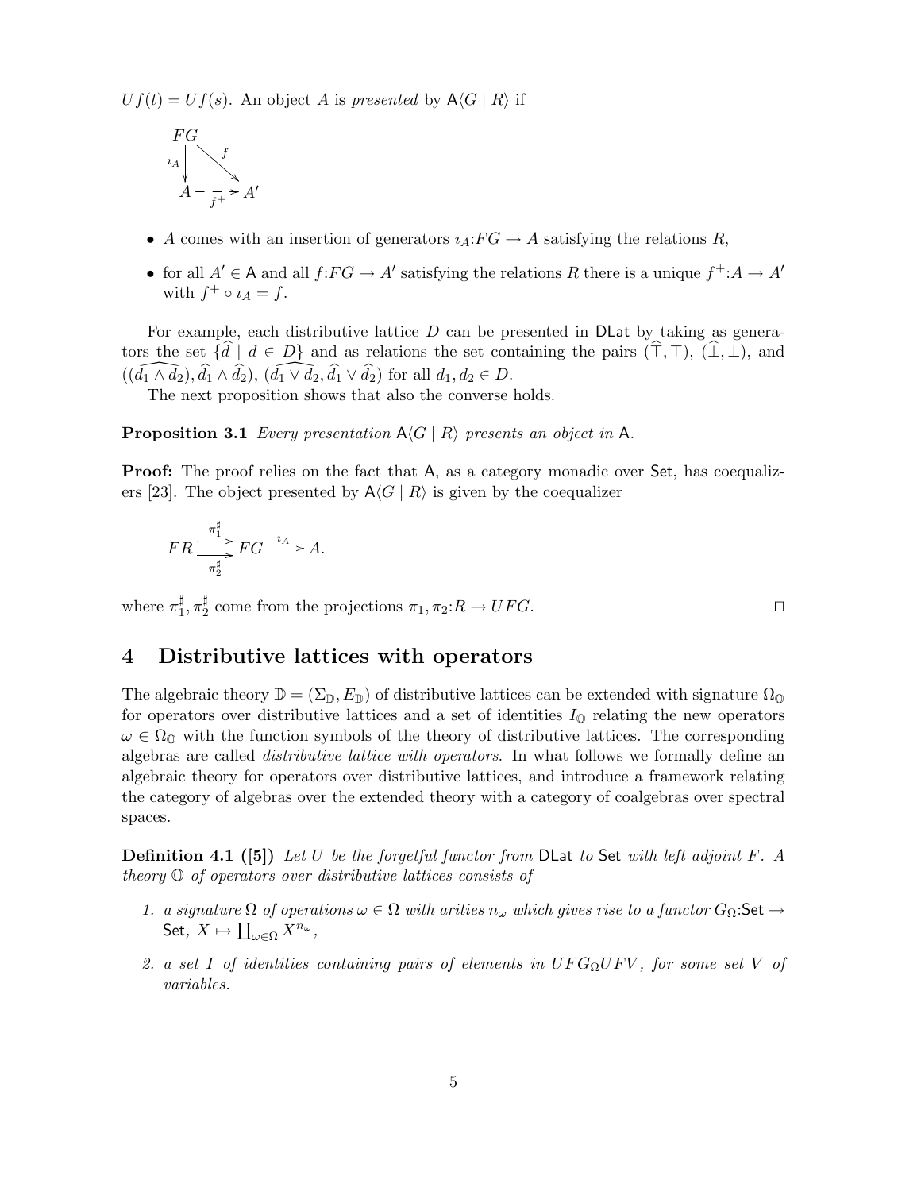$Uf(t) = Uf(s)$. An object $A$ is *presented* by $\mathsf{A}\langle G \mid R\rangle$ if

$$\begin{array}{ccc} FG & & \\ {\scriptstyle \imath_A}\downarrow & \searrow^{f} & \\ A & \xrightarrow[f^+]{} & A' \end{array}$$

- $A$ comes with an insertion of generators $\imath_A{:}FG \to A$ satisfying the relations $R$,
- for all $A' \in \mathsf{A}$ and all $f{:}FG \to A'$ satisfying the relations $R$ there is a unique $f^+{:}A \to A'$ with $f^+ \circ \imath_A = f$.

For example, each distributive lattice $D$ can be presented in $\mathsf{DLat}$ by taking as generators the set $\{\widehat{d} \mid d \in D\}$ and as relations the set containing the pairs $(\widehat{\top}, \top)$, $(\widehat{\bot}, \bot)$, and $((\widehat{d_1 \wedge d_2}), \widehat{d_1} \wedge \widehat{d_2})$, $(\widehat{d_1 \vee d_2}, \widehat{d_1} \vee \widehat{d_2})$ for all $d_1, d_2 \in D$.

The next proposition shows that also the converse holds.

**Proposition 3.1** *Every presentation $\mathsf{A}\langle G \mid R\rangle$ presents an object in $\mathsf{A}$.*

**Proof:** The proof relies on the fact that $\mathsf{A}$, as a category monadic over $\mathsf{Set}$, has coequalizers [23]. The object presented by $\mathsf{A}\langle G \mid R\rangle$ is given by the coequalizer

$$FR \underset{\pi_2^\sharp}{\overset{\pi_1^\sharp}{\rightrightarrows}} FG \xrightarrow{\imath_A} A.$$

where $\pi_1^\sharp, \pi_2^\sharp$ come from the projections $\pi_1, \pi_2{:}R \to UFG$. $\square$

## 4 Distributive lattices with operators

The algebraic theory $\mathbb{D} = (\Sigma_{\mathbb{D}}, E_{\mathbb{D}})$ of distributive lattices can be extended with signature $\Omega_{\mathbb{O}}$ for operators over distributive lattices and a set of identities $I_{\mathbb{O}}$ relating the new operators $\omega \in \Omega_{\mathbb{O}}$ with the function symbols of the theory of distributive lattices. The corresponding algebras are called *distributive lattice with operators*. In what follows we formally define an algebraic theory for operators over distributive lattices, and introduce a framework relating the category of algebras over the extended theory with a category of coalgebras over spectral spaces.

**Definition 4.1 ([5])** *Let $U$ be the forgetful functor from $\mathsf{DLat}$ to $\mathsf{Set}$ with left adjoint $F$. A theory $\mathbb{O}$ of operators over distributive lattices consists of*

1. *a signature $\Omega$ of operations $\omega \in \Omega$ with arities $n_\omega$ which gives rise to a functor $G_\Omega{:}\mathsf{Set} \to \mathsf{Set}$, $X \mapsto \coprod_{\omega\in\Omega} X^{n_\omega}$,*
2. *a set $I$ of identities containing pairs of elements in $UFG_\Omega UFV$, for some set $V$ of variables.*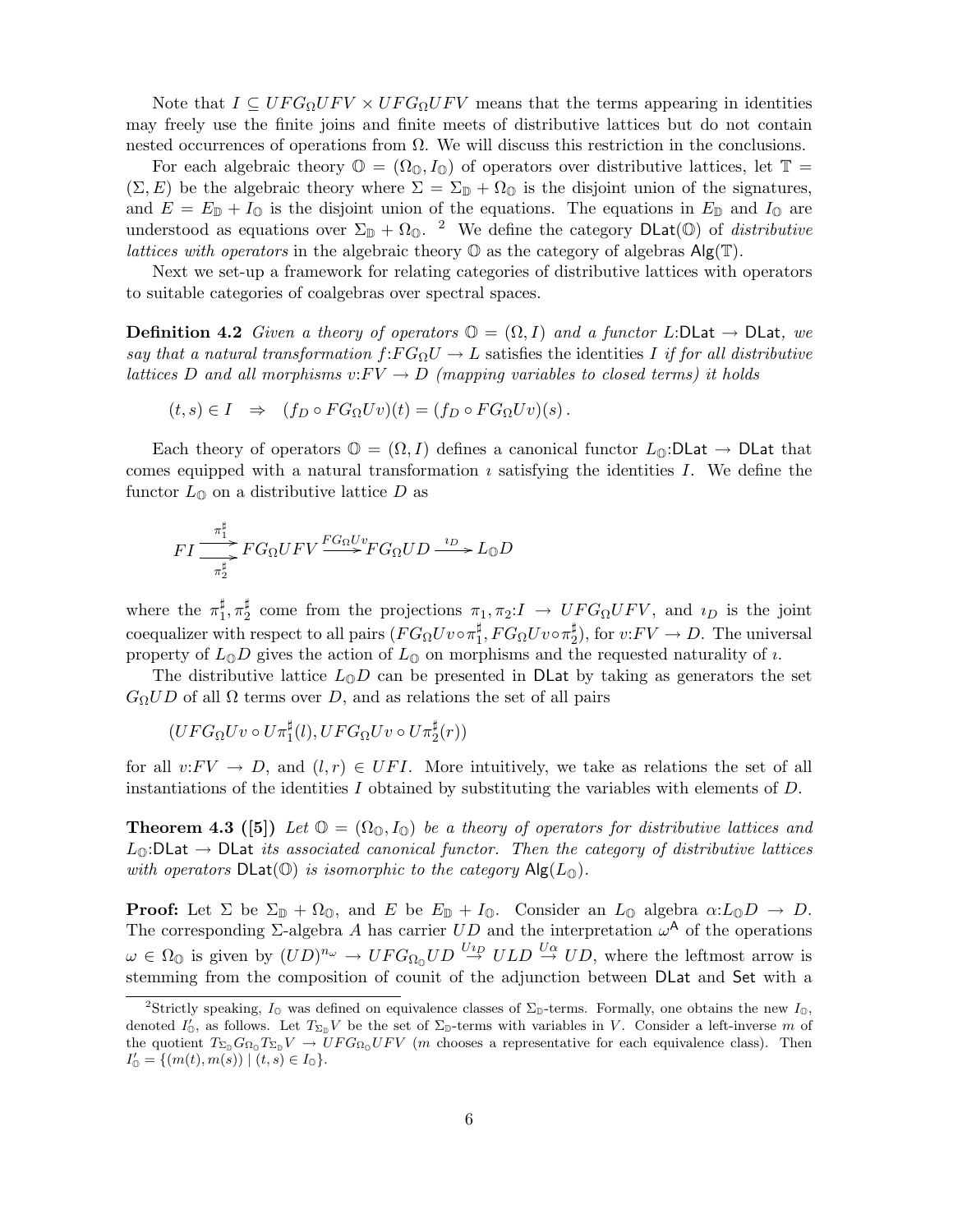Note that $I \subseteq UFG_\Omega UFV \times UFG_\Omega UFV$ means that the terms appearing in identities may freely use the finite joins and finite meets of distributive lattices but do not contain nested occurrences of operations from $\Omega$. We will discuss this restriction in the conclusions.

For each algebraic theory $\mathbb{O} = (\Omega_\mathbb{O}, I_\mathbb{O})$ of operators over distributive lattices, let $\mathbb{T} = (\Sigma, E)$ be the algebraic theory where $\Sigma = \Sigma_\mathbb{D} + \Omega_\mathbb{O}$ is the disjoint union of the signatures, and $E = E_\mathbb{D} + I_\mathbb{O}$ is the disjoint union of the equations. The equations in $E_\mathbb{D}$ and $I_\mathbb{O}$ are understood as equations over $\Sigma_\mathbb{D} + \Omega_\mathbb{O}$. [2] We define the category $\mathsf{DLat}(\mathbb{O})$ of *distributive lattices with operators* in the algebraic theory $\mathbb{O}$ as the category of algebras $\mathsf{Alg}(\mathbb{T})$.

Next we set-up a framework for relating categories of distributive lattices with operators to suitable categories of coalgebras over spectral spaces.

**Definition 4.2** *Given a theory of operators $\mathbb{O} = (\Omega, I)$ and a functor $L{:}\mathsf{DLat} \to \mathsf{DLat}$, we say that a natural transformation $f{:}FG_\Omega U \to L$* satisfies the identities $I$ *if for all distributive lattices $D$ and all morphisms $v{:}FV \to D$ (mapping variables to closed terms) it holds*

$$(t,s) \in I \quad \Rightarrow \quad (f_D \circ FG_\Omega Uv)(t) = (f_D \circ FG_\Omega Uv)(s)\,.$$

Each theory of operators $\mathbb{O} = (\Omega, I)$ defines a canonical functor $L_\mathbb{O}{:}\mathsf{DLat} \to \mathsf{DLat}$ that comes equipped with a natural transformation $\imath$ satisfying the identities $I$. We define the functor $L_\mathbb{O}$ on a distributive lattice $D$ as

$$FI \underset{\pi_2^\sharp}{\overset{\pi_1^\sharp}{\rightrightarrows}} FG_\Omega UFV \xrightarrow{FG_\Omega Uv} FG_\Omega UD \xrightarrow{\imath_D} L_\mathbb{O} D$$

where the $\pi_1^\sharp, \pi_2^\sharp$ come from the projections $\pi_1, \pi_2{:}I \to UFG_\Omega UFV$, and $\imath_D$ is the joint coequalizer with respect to all pairs $(FG_\Omega Uv \circ \pi_1^\sharp, FG_\Omega Uv \circ \pi_2^\sharp)$, for $v{:}FV \to D$. The universal property of $L_\mathbb{O} D$ gives the action of $L_\mathbb{O}$ on morphisms and the requested naturality of $\imath$.

The distributive lattice $L_\mathbb{O} D$ can be presented in $\mathsf{DLat}$ by taking as generators the set $G_\Omega UD$ of all $\Omega$ terms over $D$, and as relations the set of all pairs

$$(UFG_\Omega Uv \circ U\pi_1^\sharp(l), UFG_\Omega Uv \circ U\pi_2^\sharp(r))$$

for all $v{:}FV \to D$, and $(l,r) \in UFI$. More intuitively, we take as relations the set of all instantiations of the identities $I$ obtained by substituting the variables with elements of $D$.

**Theorem 4.3 ([5])** *Let $\mathbb{O} = (\Omega_\mathbb{O}, I_\mathbb{O})$ be a theory of operators for distributive lattices and $L_\mathbb{O}{:}\mathsf{DLat} \to \mathsf{DLat}$ its associated canonical functor. Then the category of distributive lattices with operators $\mathsf{DLat}(\mathbb{O})$ is isomorphic to the category $\mathsf{Alg}(L_\mathbb{O})$.*

**Proof:** Let $\Sigma$ be $\Sigma_\mathbb{D} + \Omega_\mathbb{O}$, and $E$ be $E_\mathbb{D} + I_\mathbb{O}$. Consider an $L_\mathbb{O}$ algebra $\alpha{:}L_\mathbb{O} D \to D$. The corresponding $\Sigma$-algebra $A$ has carrier $UD$ and the interpretation $\omega^\mathsf{A}$ of the operations $\omega \in \Omega_\mathbb{O}$ is given by $(UD)^{n_\omega} \to UFG_{\Omega_\mathbb{O}} UD \overset{U\imath_D}{\to} ULD \overset{U\alpha}{\to} UD$, where the leftmost arrow is stemming from the composition of counit of the adjunction between $\mathsf{DLat}$ and $\mathsf{Set}$ with a

---

[2] Strictly speaking, $I_\mathbb{O}$ was defined on equivalence classes of $\Sigma_\mathbb{D}$-terms. Formally, one obtains the new $I_\mathbb{O}$, denoted $I'_\mathbb{O}$, as follows. Let $T_{\Sigma_\mathbb{D}} V$ be the set of $\Sigma_\mathbb{D}$-terms with variables in $V$. Consider a left-inverse $m$ of the quotient $T_{\Sigma_\mathbb{D}} G_{\Omega_\mathbb{O}} T_{\Sigma_\mathbb{D}} V \to UFG_{\Omega_\mathbb{O}} UFV$ ($m$ chooses a representative for each equivalence class). Then $I'_\mathbb{O} = \{(m(t), m(s)) \mid (t,s) \in I_\mathbb{O}\}$.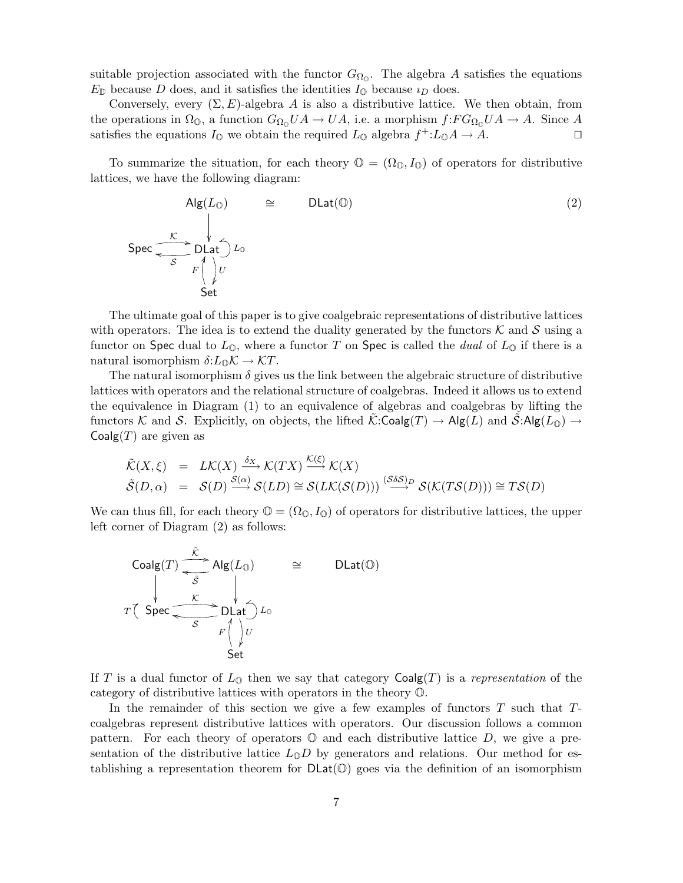suitable projection associated with the functor $G_{\Omega_{\mathbb{O}}}$. The algebra $A$ satisfies the equations $E_{\mathbb{D}}$ because $D$ does, and it satisfies the identities $I_{\mathbb{O}}$ because $\imath_D$ does.

Conversely, every $(\Sigma, E)$-algebra $A$ is also a distributive lattice. We then obtain, from the operations in $\Omega_{\mathbb{O}}$, a function $G_{\Omega_{\mathbb{O}}}UA \to UA$, i.e. a morphism $f{:}FG_{\Omega_{\mathbb{O}}}UA \to A$. Since $A$ satisfies the equations $I_{\mathbb{O}}$ we obtain the required $L_{\mathbb{O}}$ algebra $f^+{:}L_{\mathbb{O}}A \to A$. $\square$

To summarize the situation, for each theory $\mathbb{O} = (\Omega_{\mathbb{O}}, I_{\mathbb{O}})$ of operators for distributive lattices, we have the following diagram:

$$
\begin{array}{ccccc}
 & & \mathsf{Alg}(L_{\mathbb{O}}) & \cong & \mathsf{DLat}(\mathbb{O}) \\
 & & \downarrow & & \\
\mathsf{Spec} & \underset{\mathcal{S}}{\overset{\mathcal{K}}{\rightleftarrows}} & \mathsf{DLat} \circlearrowright L_{\mathbb{O}} & & \\
 & & F \uparrow \downarrow U & & \\
 & & \mathsf{Set} & &
\end{array} \tag{2}
$$

The ultimate goal of this paper is to give coalgebraic representations of distributive lattices with operators. The idea is to extend the duality generated by the functors $\mathcal{K}$ and $\mathcal{S}$ using a functor on $\mathsf{Spec}$ dual to $L_{\mathbb{O}}$, where a functor $T$ on $\mathsf{Spec}$ is called the *dual* of $L_{\mathbb{O}}$ if there is a natural isomorphism $\delta{:}L_{\mathbb{O}}\mathcal{K} \to \mathcal{K}T$.

The natural isomorphism $\delta$ gives us the link between the algebraic structure of distributive lattices with operators and the relational structure of coalgebras. Indeed it allows us to extend the equivalence in Diagram (1) to an equivalence of algebras and coalgebras by lifting the functors $\mathcal{K}$ and $\mathcal{S}$. Explicitly, on objects, the lifted $\tilde{\mathcal{K}}{:}\mathsf{Coalg}(T) \to \mathsf{Alg}(L)$ and $\tilde{\mathcal{S}}{:}\mathsf{Alg}(L_{\mathbb{O}}) \to \mathsf{Coalg}(T)$ are given as

$$
\begin{array}{rcl}
\tilde{\mathcal{K}}(X, \xi) & = & L\mathcal{K}(X) \xrightarrow{\delta_X} \mathcal{K}(TX) \xrightarrow{\mathcal{K}(\xi)} \mathcal{K}(X) \\
\tilde{\mathcal{S}}(D, \alpha) & = & \mathcal{S}(D) \xrightarrow{\mathcal{S}(\alpha)} \mathcal{S}(LD) \cong \mathcal{S}(L\mathcal{K}(\mathcal{S}(D))) \xrightarrow{(\mathcal{S}\delta\mathcal{S})_D} \mathcal{S}(\mathcal{K}(T\mathcal{S}(D))) \cong T\mathcal{S}(D)
\end{array}
$$

We can thus fill, for each theory $\mathbb{O} = (\Omega_{\mathbb{O}}, I_{\mathbb{O}})$ of operators for distributive lattices, the upper left corner of Diagram (2) as follows:

$$
\begin{array}{ccccc}
\mathsf{Coalg}(T) & \underset{\tilde{\mathcal{S}}}{\overset{\tilde{\mathcal{K}}}{\rightleftarrows}} & \mathsf{Alg}(L_{\mathbb{O}}) & \cong & \mathsf{DLat}(\mathbb{O}) \\
\downarrow & & \downarrow & & \\
T \circlearrowright \mathsf{Spec} & \underset{\mathcal{S}}{\overset{\mathcal{K}}{\rightleftarrows}} & \mathsf{DLat} \circlearrowright L_{\mathbb{O}} & & \\
 & & F \uparrow \downarrow U & & \\
 & & \mathsf{Set} & &
\end{array}
$$

If $T$ is a dual functor of $L_{\mathbb{O}}$ then we say that category $\mathsf{Coalg}(T)$ is a *representation* of the category of distributive lattices with operators in the theory $\mathbb{O}$.

In the remainder of this section we give a few examples of functors $T$ such that $T$-coalgebras represent distributive lattices with operators. Our discussion follows a common pattern. For each theory of operators $\mathbb{O}$ and each distributive lattice $D$, we give a presentation of the distributive lattice $L_{\mathbb{O}}D$ by generators and relations. Our method for establishing a representation theorem for $\mathsf{DLat}(\mathbb{O})$ goes via the definition of an isomorphism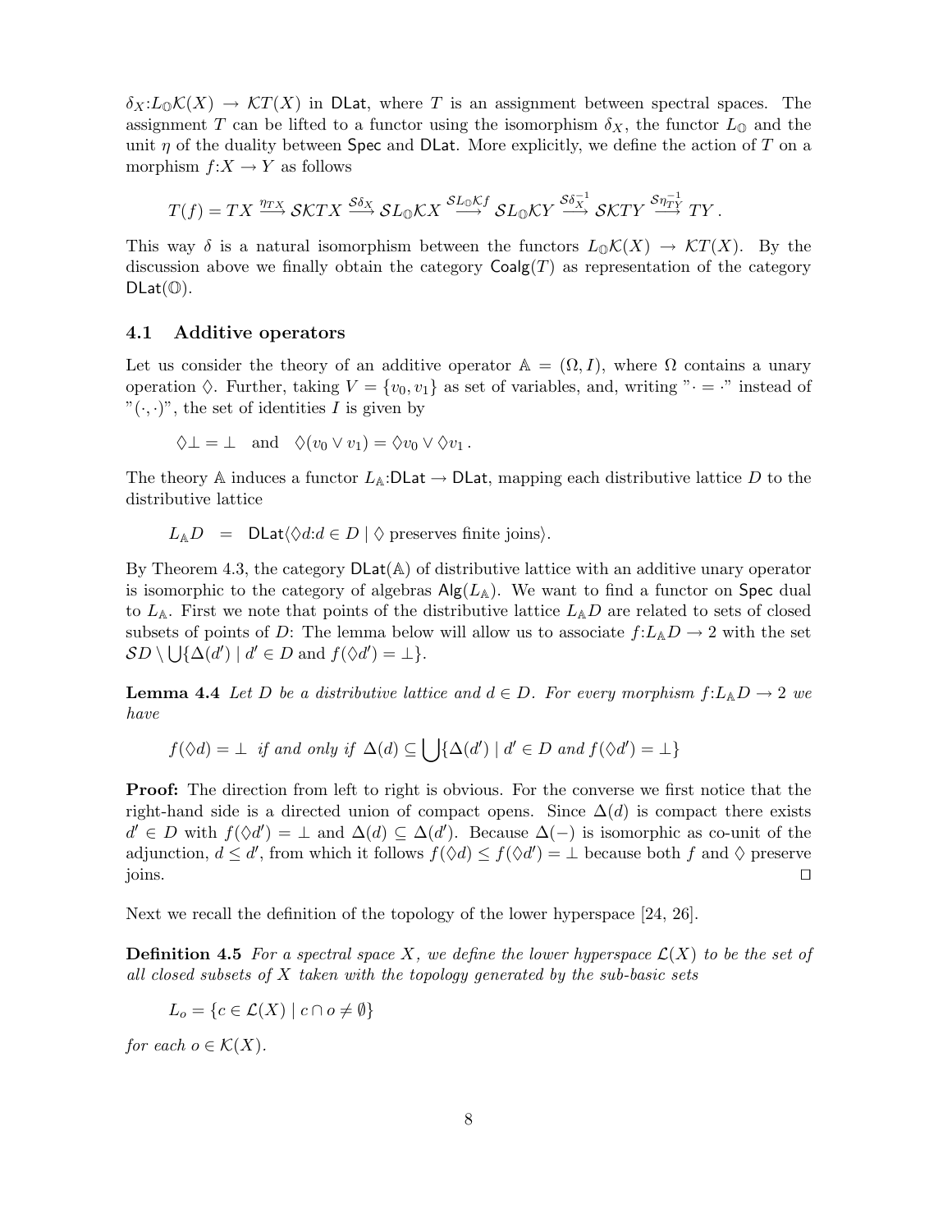$\delta_X : L_{\mathbb{O}}\mathcal{K}(X) \to \mathcal{K}T(X)$ in $\mathsf{DLat}$, where $T$ is an assignment between spectral spaces. The assignment $T$ can be lifted to a functor using the isomorphism $\delta_X$, the functor $L_{\mathbb{O}}$ and the unit $\eta$ of the duality between $\mathsf{Spec}$ and $\mathsf{DLat}$. More explicitly, we define the action of $T$ on a morphism $f : X \to Y$ as follows

$$T(f) = TX \xrightarrow{\eta_{TX}} \mathcal{S}\mathcal{K}TX \xrightarrow{\mathcal{S}\delta_X} \mathcal{S}L_{\mathbb{O}}\mathcal{K}X \xrightarrow{\mathcal{S}L_{\mathbb{O}}\mathcal{K}f} \mathcal{S}L_{\mathbb{O}}\mathcal{K}Y \xrightarrow{\mathcal{S}\delta_X^{-1}} \mathcal{S}\mathcal{K}TY \xrightarrow{\mathcal{S}\eta_{TY}^{-1}} TY\,.$$

This way $\delta$ is a natural isomorphism between the functors $L_{\mathbb{O}}\mathcal{K}(X) \to \mathcal{K}T(X)$. By the discussion above we finally obtain the category $\mathsf{Coalg}(T)$ as representation of the category $\mathsf{DLat}(\mathbb{O})$.

## 4.1 Additive operators

Let us consider the theory of an additive operator $\mathbb{A} = (\Omega, I)$, where $\Omega$ contains a unary operation $\Diamond$. Further, taking $V = \{v_0, v_1\}$ as set of variables, and, writing "$\cdot = \cdot$" instead of "$(\cdot,\cdot)$", the set of identities $I$ is given by

$$\Diamond\bot = \bot \quad \text{and} \quad \Diamond(v_0 \vee v_1) = \Diamond v_0 \vee \Diamond v_1\,.$$

The theory $\mathbb{A}$ induces a functor $L_{\mathbb{A}} : \mathsf{DLat} \to \mathsf{DLat}$, mapping each distributive lattice $D$ to the distributive lattice

$$L_{\mathbb{A}}D \quad = \quad \mathsf{DLat}\langle \Diamond d{:}d \in D \mid \Diamond \text{ preserves finite joins}\rangle.$$

By Theorem 4.3, the category $\mathsf{DLat}(\mathbb{A})$ of distributive lattice with an additive unary operator is isomorphic to the category of algebras $\mathsf{Alg}(L_{\mathbb{A}})$. We want to find a functor on $\mathsf{Spec}$ dual to $L_{\mathbb{A}}$. First we note that points of the distributive lattice $L_{\mathbb{A}}D$ are related to sets of closed subsets of points of $D$: The lemma below will allow us to associate $f : L_{\mathbb{A}}D \to 2$ with the set $\mathcal{S}D \setminus \bigcup\{\Delta(d') \mid d' \in D \text{ and } f(\Diamond d') = \bot\}$.

**Lemma 4.4** *Let $D$ be a distributive lattice and $d \in D$. For every morphism $f : L_{\mathbb{A}}D \to 2$ we have*

$$f(\Diamond d) = \bot \;\text{ if and only if }\; \Delta(d) \subseteq \bigcup\{\Delta(d') \mid d' \in D \text{ and } f(\Diamond d') = \bot\}$$

**Proof:** The direction from left to right is obvious. For the converse we first notice that the right-hand side is a directed union of compact opens. Since $\Delta(d)$ is compact there exists $d' \in D$ with $f(\Diamond d') = \bot$ and $\Delta(d) \subseteq \Delta(d')$. Because $\Delta(-)$ is isomorphic as co-unit of the adjunction, $d \leq d'$, from which it follows $f(\Diamond d) \leq f(\Diamond d') = \bot$ because both $f$ and $\Diamond$ preserve joins. $\square$

Next we recall the definition of the topology of the lower hyperspace [24, 26].

**Definition 4.5** *For a spectral space $X$, we define the lower hyperspace $\mathcal{L}(X)$ to be the set of all closed subsets of $X$ taken with the topology generated by the sub-basic sets*

$$L_o = \{c \in \mathcal{L}(X) \mid c \cap o \neq \emptyset\}$$

*for each $o \in \mathcal{K}(X)$.*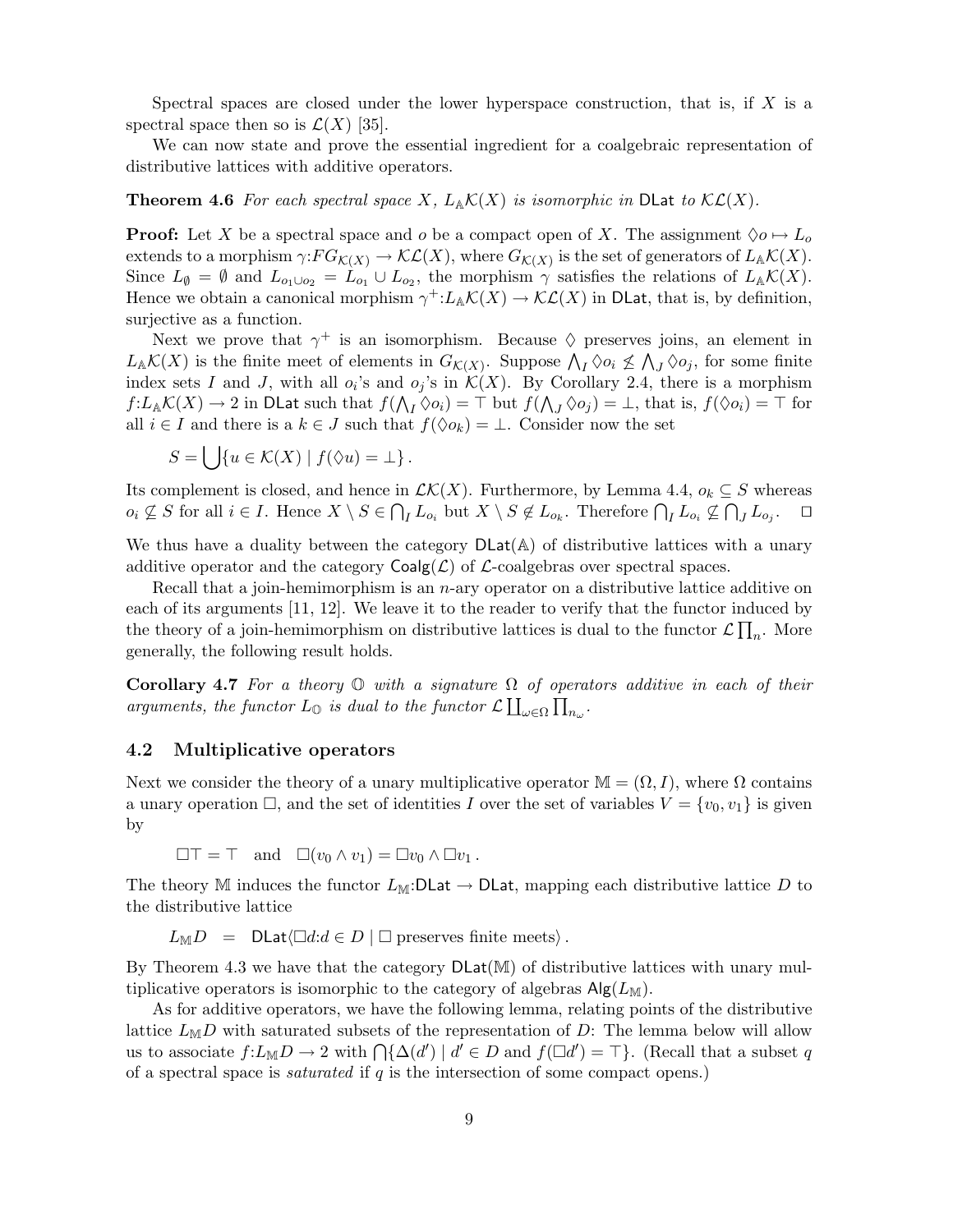Spectral spaces are closed under the lower hyperspace construction, that is, if $X$ is a spectral space then so is $\mathcal{L}(X)$ [35].

We can now state and prove the essential ingredient for a coalgebraic representation of distributive lattices with additive operators.

**Theorem 4.6** *For each spectral space $X$, $L_{\mathbb{A}}\mathcal{K}(X)$ is isomorphic in* $\mathsf{DLat}$ *to $\mathcal{KL}(X)$.*

**Proof:** Let $X$ be a spectral space and $o$ be a compact open of $X$. The assignment $\Diamond o \mapsto L_o$ extends to a morphism $\gamma{:}FG_{\mathcal{K}(X)} \to \mathcal{KL}(X)$, where $G_{\mathcal{K}(X)}$ is the set of generators of $L_{\mathbb{A}}\mathcal{K}(X)$. Since $L_\emptyset = \emptyset$ and $L_{o_1 \cup o_2} = L_{o_1} \cup L_{o_2}$, the morphism $\gamma$ satisfies the relations of $L_{\mathbb{A}}\mathcal{K}(X)$. Hence we obtain a canonical morphism $\gamma^+{:}L_{\mathbb{A}}\mathcal{K}(X) \to \mathcal{KL}(X)$ in $\mathsf{DLat}$, that is, by definition, surjective as a function.

Next we prove that $\gamma^+$ is an isomorphism. Because $\Diamond$ preserves joins, an element in $L_{\mathbb{A}}\mathcal{K}(X)$ is the finite meet of elements in $G_{\mathcal{K}(X)}$. Suppose $\bigwedge_I \Diamond o_i \not\leq \bigwedge_J \Diamond o_j$, for some finite index sets $I$ and $J$, with all $o_i$'s and $o_j$'s in $\mathcal{K}(X)$. By Corollary 2.4, there is a morphism $f{:}L_{\mathbb{A}}\mathcal{K}(X) \to 2$ in $\mathsf{DLat}$ such that $f(\bigwedge_I \Diamond o_i) = \top$ but $f(\bigwedge_J \Diamond o_j) = \bot$, that is, $f(\Diamond o_i) = \top$ for all $i \in I$ and there is a $k \in J$ such that $f(\Diamond o_k) = \bot$. Consider now the set

$$S = \bigcup \{u \in \mathcal{K}(X) \mid f(\Diamond u) = \bot\}\,.$$

Its complement is closed, and hence in $\mathcal{LK}(X)$. Furthermore, by Lemma 4.4, $o_k \subseteq S$ whereas $o_i \not\subseteq S$ for all $i \in I$. Hence $X \setminus S \in \bigcap_I L_{o_i}$ but $X \setminus S \notin L_{o_k}$. Therefore $\bigcap_I L_{o_i} \not\subseteq \bigcap_J L_{o_j}$. $\Box$

We thus have a duality between the category $\mathsf{DLat}(\mathbb{A})$ of distributive lattices with a unary additive operator and the category $\mathsf{Coalg}(\mathcal{L})$ of $\mathcal{L}$-coalgebras over spectral spaces.

Recall that a join-hemimorphism is an $n$-ary operator on a distributive lattice additive on each of its arguments [11, 12]. We leave it to the reader to verify that the functor induced by the theory of a join-hemimorphism on distributive lattices is dual to the functor $\mathcal{L}\prod_n$. More generally, the following result holds.

**Corollary 4.7** *For a theory $\mathbb{O}$ with a signature $\Omega$ of operators additive in each of their arguments, the functor $L_{\mathbb{O}}$ is dual to the functor $\mathcal{L}\coprod_{\omega\in\Omega}\prod_{n_\omega}$.*

## 4.2 Multiplicative operators

Next we consider the theory of a unary multiplicative operator $\mathbb{M} = (\Omega, I)$, where $\Omega$ contains a unary operation $\Box$, and the set of identities $I$ over the set of variables $V = \{v_0, v_1\}$ is given by

$$\Box\top = \top \quad \text{and} \quad \Box(v_0 \wedge v_1) = \Box v_0 \wedge \Box v_1\,.$$

The theory $\mathbb{M}$ induces the functor $L_{\mathbb{M}}{:}\mathsf{DLat} \to \mathsf{DLat}$, mapping each distributive lattice $D$ to the distributive lattice

$$L_{\mathbb{M}}D \quad = \quad \mathsf{DLat}\langle \Box d{:}d \in D \mid \Box \text{ preserves finite meets}\rangle\,.$$

By Theorem 4.3 we have that the category $\mathsf{DLat}(\mathbb{M})$ of distributive lattices with unary multiplicative operators is isomorphic to the category of algebras $\mathsf{Alg}(L_{\mathbb{M}})$.

As for additive operators, we have the following lemma, relating points of the distributive lattice $L_{\mathbb{M}}D$ with saturated subsets of the representation of $D$: The lemma below will allow us to associate $f{:}L_{\mathbb{M}}D \to 2$ with $\bigcap\{\Delta(d') \mid d' \in D \text{ and } f(\Box d') = \top\}$. (Recall that a subset $q$ of a spectral space is *saturated* if $q$ is the intersection of some compact opens.)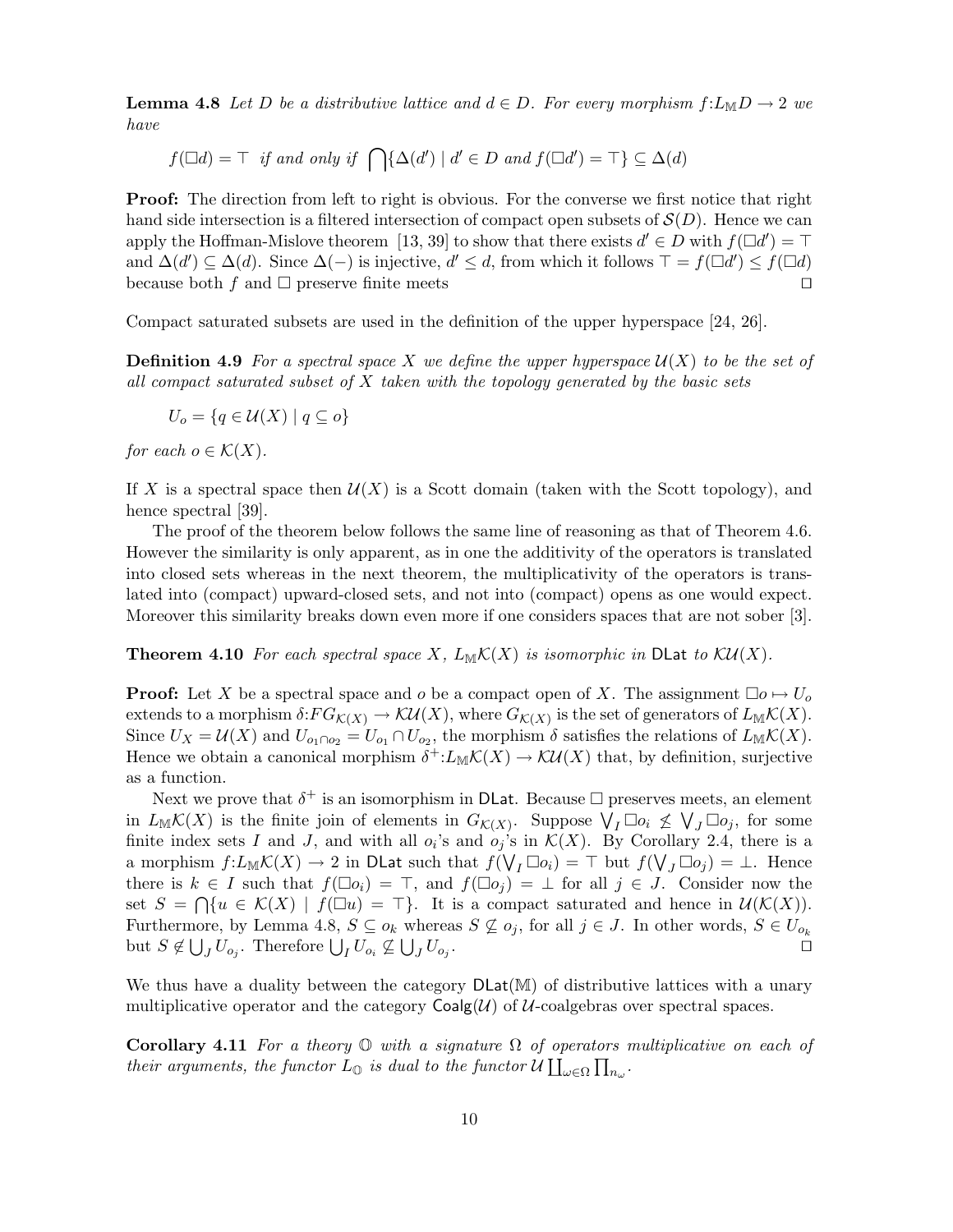**Lemma 4.8** *Let $D$ be a distributive lattice and $d \in D$. For every morphism $f{:}L_{\mathbb{M}}D \to 2$ we have*

$$f(\Box d) = \top \text{ if and only if } \bigcap\{\Delta(d') \mid d' \in D \text{ and } f(\Box d') = \top\} \subseteq \Delta(d)$$

**Proof:** The direction from left to right is obvious. For the converse we first notice that right hand side intersection is a filtered intersection of compact open subsets of $\mathcal{S}(D)$. Hence we can apply the Hoffman-Mislove theorem [13, 39] to show that there exists $d' \in D$ with $f(\Box d') = \top$ and $\Delta(d') \subseteq \Delta(d)$. Since $\Delta(-)$ is injective, $d' \leq d$, from which it follows $\top = f(\Box d') \leq f(\Box d)$ because both $f$ and $\Box$ preserve finite meets □

Compact saturated subsets are used in the definition of the upper hyperspace [24, 26].

**Definition 4.9** *For a spectral space $X$ we define the upper hyperspace $\mathcal{U}(X)$ to be the set of all compact saturated subset of $X$ taken with the topology generated by the basic sets*

$$U_o = \{q \in \mathcal{U}(X) \mid q \subseteq o\}$$

*for each $o \in \mathcal{K}(X)$.*

If $X$ is a spectral space then $\mathcal{U}(X)$ is a Scott domain (taken with the Scott topology), and hence spectral [39].

The proof of the theorem below follows the same line of reasoning as that of Theorem 4.6. However the similarity is only apparent, as in one the additivity of the operators is translated into closed sets whereas in the next theorem, the multiplicativity of the operators is translated into (compact) upward-closed sets, and not into (compact) opens as one would expect. Moreover this similarity breaks down even more if one considers spaces that are not sober [3].

**Theorem 4.10** *For each spectral space $X$, $L_{\mathbb{M}}\mathcal{K}(X)$ is isomorphic in $\mathsf{DLat}$ to $\mathcal{K}\mathcal{U}(X)$.*

**Proof:** Let $X$ be a spectral space and $o$ be a compact open of $X$. The assignment $\Box o \mapsto U_o$ extends to a morphism $\delta{:}FG_{\mathcal{K}(X)} \to \mathcal{K}\mathcal{U}(X)$, where $G_{\mathcal{K}(X)}$ is the set of generators of $L_{\mathbb{M}}\mathcal{K}(X)$. Since $U_X = \mathcal{U}(X)$ and $U_{o_1 \cap o_2} = U_{o_1} \cap U_{o_2}$, the morphism $\delta$ satisfies the relations of $L_{\mathbb{M}}\mathcal{K}(X)$. Hence we obtain a canonical morphism $\delta^+{:}L_{\mathbb{M}}\mathcal{K}(X) \to \mathcal{K}\mathcal{U}(X)$ that, by definition, surjective as a function.

Next we prove that $\delta^+$ is an isomorphism in $\mathsf{DLat}$. Because $\Box$ preserves meets, an element in $L_{\mathbb{M}}\mathcal{K}(X)$ is the finite join of elements in $G_{\mathcal{K}(X)}$. Suppose $\bigvee_I \Box o_i \not\leq \bigvee_J \Box o_j$, for some finite index sets $I$ and $J$, and with all $o_i$'s and $o_j$'s in $\mathcal{K}(X)$. By Corollary 2.4, there is a a morphism $f{:}L_{\mathbb{M}}\mathcal{K}(X) \to 2$ in $\mathsf{DLat}$ such that $f(\bigvee_I \Box o_i) = \top$ but $f(\bigvee_J \Box o_j) = \bot$. Hence there is $k \in I$ such that $f(\Box o_i) = \top$, and $f(\Box o_j) = \bot$ for all $j \in J$. Consider now the set $S = \bigcap\{u \in \mathcal{K}(X) \mid f(\Box u) = \top\}$. It is a compact saturated and hence in $\mathcal{U}(\mathcal{K}(X))$. Furthermore, by Lemma 4.8, $S \subseteq o_k$ whereas $S \not\subseteq o_j$, for all $j \in J$. In other words, $S \in U_{o_k}$ but $S \notin \bigcup_J U_{o_j}$. Therefore $\bigcup_I U_{o_i} \not\subseteq \bigcup_J U_{o_j}$. □

We thus have a duality between the category $\mathsf{DLat}(\mathbb{M})$ of distributive lattices with a unary multiplicative operator and the category $\mathsf{Coalg}(\mathcal{U})$ of $\mathcal{U}$-coalgebras over spectral spaces.

**Corollary 4.11** *For a theory $\mathbb{O}$ with a signature $\Omega$ of operators multiplicative on each of their arguments, the functor $L_{\mathbb{O}}$ is dual to the functor $\mathcal{U}\coprod_{\omega\in\Omega}\prod_{n_\omega}$.*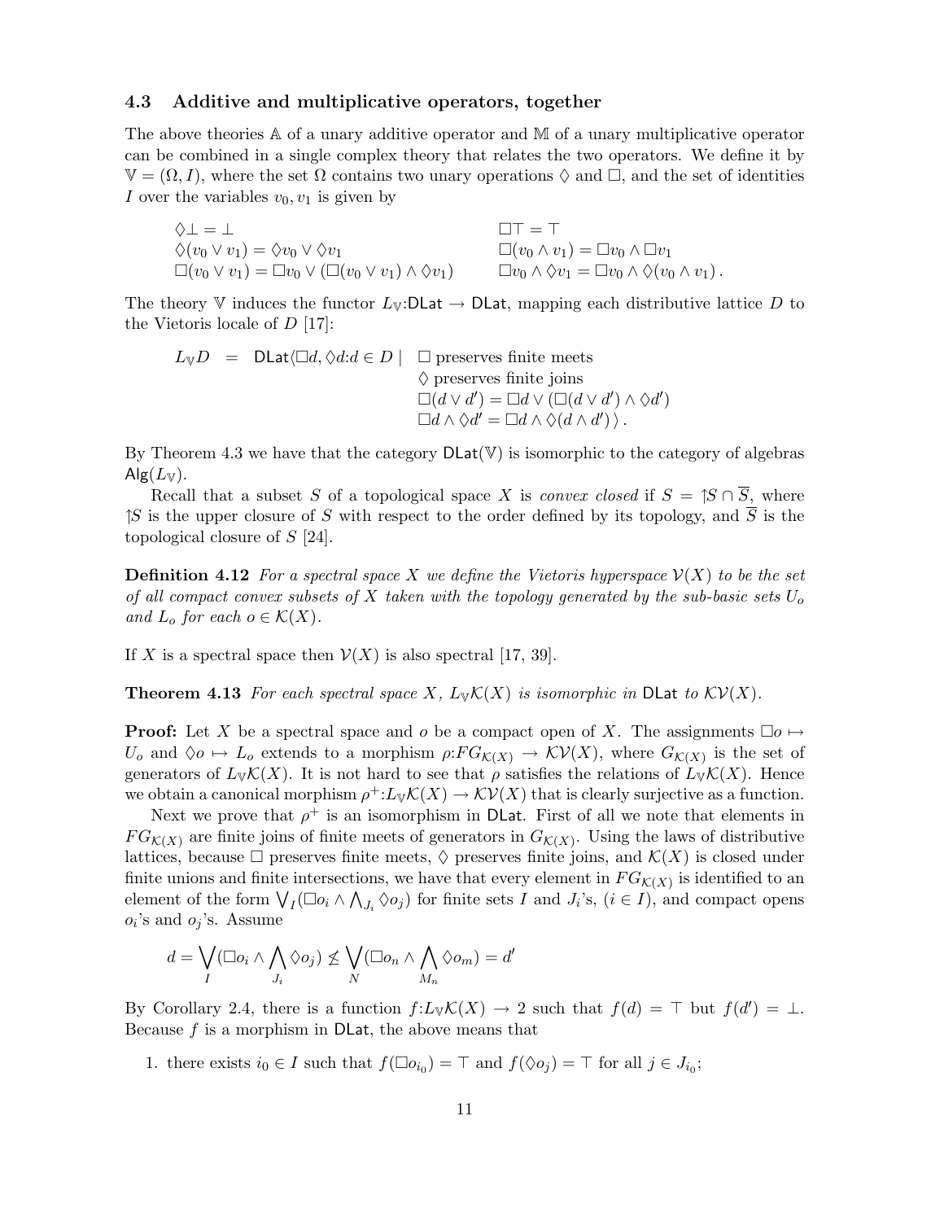### 4.3 Additive and multiplicative operators, together

The above theories $\mathbb{A}$ of a unary additive operator and $\mathbb{M}$ of a unary multiplicative operator can be combined in a single complex theory that relates the two operators. We define it by $\mathbb{V} = (\Omega, I)$, where the set $\Omega$ contains two unary operations $\Diamond$ and $\Box$, and the set of identities $I$ over the variables $v_0, v_1$ is given by

$$
\begin{array}{ll}
\Diamond\bot = \bot & \Box\top = \top \\
\Diamond(v_0 \vee v_1) = \Diamond v_0 \vee \Diamond v_1 & \Box(v_0 \wedge v_1) = \Box v_0 \wedge \Box v_1 \\
\Box(v_0 \vee v_1) = \Box v_0 \vee (\Box(v_0 \vee v_1) \wedge \Diamond v_1) & \Box v_0 \wedge \Diamond v_1 = \Box v_0 \wedge \Diamond(v_0 \wedge v_1)\,.
\end{array}
$$

The theory $\mathbb{V}$ induces the functor $L_{\mathbb{V}}$:$\mathsf{DLat} \to \mathsf{DLat}$, mapping each distributive lattice $D$ to the Vietoris locale of $D$ [17]:

$$
\begin{array}{lcll}
L_{\mathbb{V}}D & = & \mathsf{DLat}\langle \Box d, \Diamond d{:}d \in D \mid & \Box \text{ preserves finite meets} \\
& & & \Diamond \text{ preserves finite joins} \\
& & & \Box(d \vee d') = \Box d \vee (\Box(d \vee d') \wedge \Diamond d') \\
& & & \Box d \wedge \Diamond d' = \Box d \wedge \Diamond(d \wedge d')\,\rangle\,.
\end{array}
$$

By Theorem 4.3 we have that the category $\mathsf{DLat}(\mathbb{V})$ is isomorphic to the category of algebras $\mathsf{Alg}(L_{\mathbb{V}})$.

Recall that a subset $S$ of a topological space $X$ is *convex closed* if $S = {\uparrow}S \cap \overline{S}$, where ${\uparrow}S$ is the upper closure of $S$ with respect to the order defined by its topology, and $\overline{S}$ is the topological closure of $S$ [24].

**Definition 4.12** *For a spectral space $X$ we define the Vietoris hyperspace $\mathcal{V}(X)$ to be the set of all compact convex subsets of $X$ taken with the topology generated by the sub-basic sets $U_o$ and $L_o$ for each $o \in \mathcal{K}(X)$.*

If $X$ is a spectral space then $\mathcal{V}(X)$ is also spectral [17, 39].

**Theorem 4.13** *For each spectral space $X$, $L_{\mathbb{V}}\mathcal{K}(X)$ is isomorphic in $\mathsf{DLat}$ to $\mathcal{K}\mathcal{V}(X)$.*

**Proof:** Let $X$ be a spectral space and $o$ be a compact open of $X$. The assignments $\Box o \mapsto U_o$ and $\Diamond o \mapsto L_o$ extends to a morphism $\rho{:}FG_{\mathcal{K}(X)} \to \mathcal{K}\mathcal{V}(X)$, where $G_{\mathcal{K}(X)}$ is the set of generators of $L_{\mathbb{V}}\mathcal{K}(X)$. It is not hard to see that $\rho$ satisfies the relations of $L_{\mathbb{V}}\mathcal{K}(X)$. Hence we obtain a canonical morphism $\rho^+{:}L_{\mathbb{V}}\mathcal{K}(X) \to \mathcal{K}\mathcal{V}(X)$ that is clearly surjective as a function.

Next we prove that $\rho^+$ is an isomorphism in $\mathsf{DLat}$. First of all we note that elements in $FG_{\mathcal{K}(X)}$ are finite joins of finite meets of generators in $G_{\mathcal{K}(X)}$. Using the laws of distributive lattices, because $\Box$ preserves finite meets, $\Diamond$ preserves finite joins, and $\mathcal{K}(X)$ is closed under finite unions and finite intersections, we have that every element in $FG_{\mathcal{K}(X)}$ is identified to an element of the form $\bigvee_I(\Box o_i \wedge \bigwedge_{J_i} \Diamond o_j)$ for finite sets $I$ and $J_i$'s, $(i \in I)$, and compact opens $o_i$'s and $o_j$'s. Assume

$$
d = \bigvee_I(\Box o_i \wedge \bigwedge_{J_i} \Diamond o_j) \not\leq \bigvee_N(\Box o_n \wedge \bigwedge_{M_n} \Diamond o_m) = d'
$$

By Corollary 2.4, there is a function $f{:}L_{\mathbb{V}}\mathcal{K}(X) \to 2$ such that $f(d) = \top$ but $f(d') = \bot$. Because $f$ is a morphism in $\mathsf{DLat}$, the above means that

1. there exists $i_0 \in I$ such that $f(\Box o_{i_0}) = \top$ and $f(\Diamond o_j) = \top$ for all $j \in J_{i_0}$;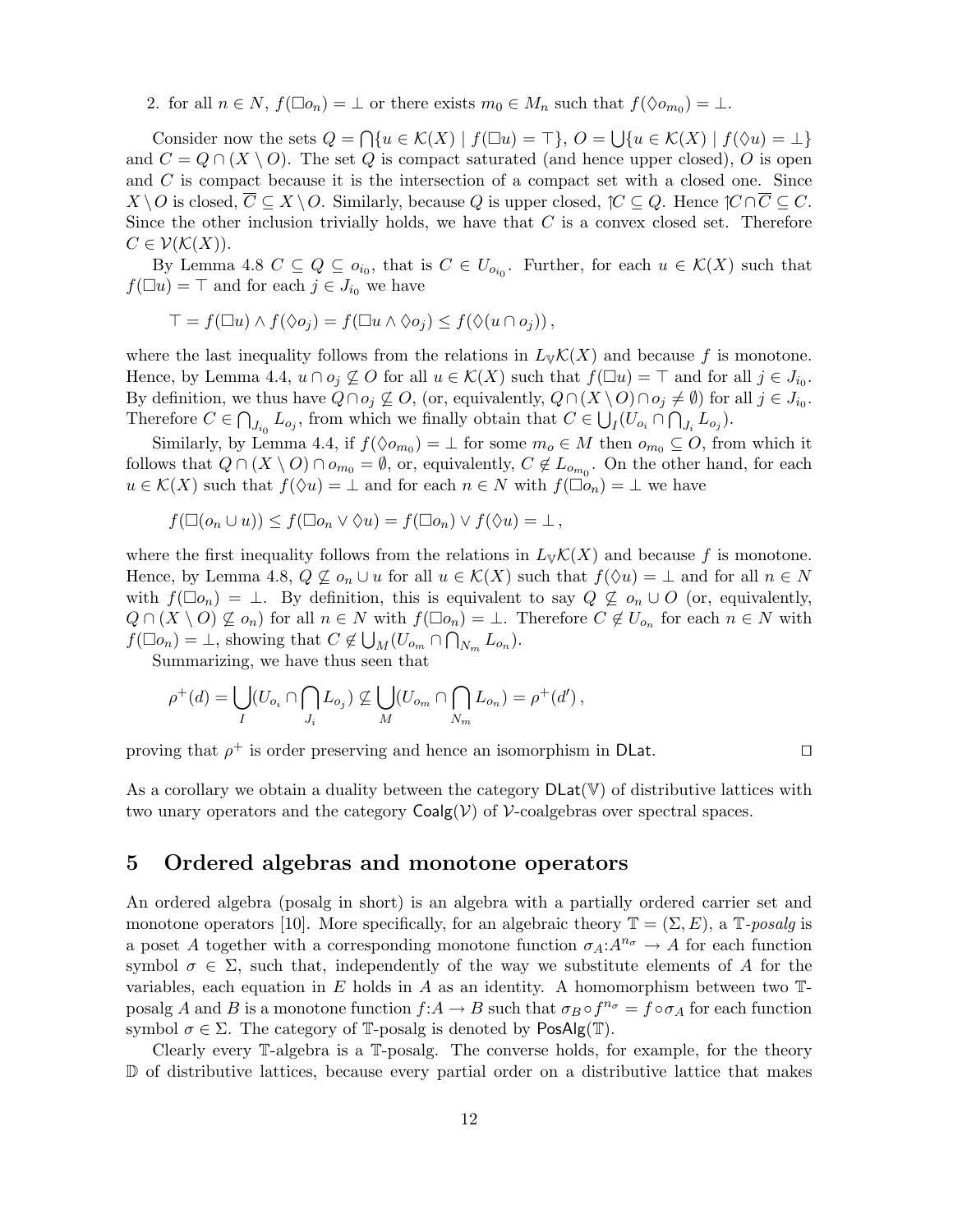2. for all $n \in N$, $f(\Box o_n) = \bot$ or there exists $m_0 \in M_n$ such that $f(\Diamond o_{m_0}) = \bot$.

Consider now the sets $Q = \bigcap\{u \in \mathcal{K}(X) \mid f(\Box u) = \top\}$, $O = \bigcup\{u \in \mathcal{K}(X) \mid f(\Diamond u) = \bot\}$ and $C = Q \cap (X \setminus O)$. The set $Q$ is compact saturated (and hence upper closed), $O$ is open and $C$ is compact because it is the intersection of a compact set with a closed one. Since $X \setminus O$ is closed, $\overline{C} \subseteq X \setminus O$. Similarly, because $Q$ is upper closed, $\uparrow C \subseteq Q$. Hence $\uparrow C \cap \overline{C} \subseteq C$. Since the other inclusion trivially holds, we have that $C$ is a convex closed set. Therefore $C \in \mathcal{V}(\mathcal{K}(X))$.

By Lemma 4.8 $C \subseteq Q \subseteq o_{i_0}$, that is $C \in U_{o_{i_0}}$. Further, for each $u \in \mathcal{K}(X)$ such that $f(\Box u) = \top$ and for each $j \in J_{i_0}$ we have

$$\top = f(\Box u) \wedge f(\Diamond o_j) = f(\Box u \wedge \Diamond o_j) \leq f(\Diamond(u \cap o_j)),$$

where the last inequality follows from the relations in $L_{\mathbb{V}}\mathcal{K}(X)$ and because $f$ is monotone. Hence, by Lemma 4.4, $u \cap o_j \not\subseteq O$ for all $u \in \mathcal{K}(X)$ such that $f(\Box u) = \top$ and for all $j \in J_{i_0}$. By definition, we thus have $Q \cap o_j \not\subseteq O$, (or, equivalently, $Q \cap (X \setminus O) \cap o_j \neq \emptyset$) for all $j \in J_{i_0}$. Therefore $C \in \bigcap_{J_{i_0}} L_{o_j}$, from which we finally obtain that $C \in \bigcup_I (U_{o_i} \cap \bigcap_{J_i} L_{o_j})$.

Similarly, by Lemma 4.4, if $f(\Diamond o_{m_0}) = \bot$ for some $m_o \in M$ then $o_{m_0} \subseteq O$, from which it follows that $Q \cap (X \setminus O) \cap o_{m_0} = \emptyset$, or, equivalently, $C \notin L_{o_{m_0}}$. On the other hand, for each $u \in \mathcal{K}(X)$ such that $f(\Diamond u) = \bot$ and for each $n \in N$ with $f(\Box o_n) = \bot$ we have

$$f(\Box(o_n \cup u)) \leq f(\Box o_n \vee \Diamond u) = f(\Box o_n) \vee f(\Diamond u) = \bot,$$

where the first inequality follows from the relations in $L_{\mathbb{V}}\mathcal{K}(X)$ and because $f$ is monotone. Hence, by Lemma 4.8, $Q \not\subseteq o_n \cup u$ for all $u \in \mathcal{K}(X)$ such that $f(\Diamond u) = \bot$ and for all $n \in N$ with $f(\Box o_n) = \bot$. By definition, this is equivalent to say $Q \not\subseteq o_n \cup O$ (or, equivalently, $Q \cap (X \setminus O) \not\subseteq o_n$) for all $n \in N$ with $f(\Box o_n) = \bot$. Therefore $C \notin U_{o_n}$ for each $n \in N$ with $f(\Box o_n) = \bot$, showing that $C \notin \bigcup_M (U_{o_m} \cap \bigcap_{N_m} L_{o_n})$.

Summarizing, we have thus seen that

$$\rho^+(d) = \bigcup_I (U_{o_i} \cap \bigcap_{J_i} L_{o_j}) \not\subseteq \bigcup_M (U_{o_m} \cap \bigcap_{N_m} L_{o_n}) = \rho^+(d'),$$

proving that $\rho^+$ is order preserving and hence an isomorphism in $\mathsf{DLat}$. $\square$

As a corollary we obtain a duality between the category $\mathsf{DLat}(\mathbb{V})$ of distributive lattices with two unary operators and the category $\mathsf{Coalg}(\mathcal{V})$ of $\mathcal{V}$-coalgebras over spectral spaces.

## 5 Ordered algebras and monotone operators

An ordered algebra (posalg in short) is an algebra with a partially ordered carrier set and monotone operators [10]. More specifically, for an algebraic theory $\mathbb{T} = (\Sigma, E)$, a $\mathbb{T}$-*posalg* is a poset $A$ together with a corresponding monotone function $\sigma_A : A^{n_\sigma} \to A$ for each function symbol $\sigma \in \Sigma$, such that, independently of the way we substitute elements of $A$ for the variables, each equation in $E$ holds in $A$ as an identity. A homomorphism between two $\mathbb{T}$-posalg $A$ and $B$ is a monotone function $f : A \to B$ such that $\sigma_B \circ f^{n_\sigma} = f \circ \sigma_A$ for each function symbol $\sigma \in \Sigma$. The category of $\mathbb{T}$-posalg is denoted by $\mathsf{PosAlg}(\mathbb{T})$.

Clearly every $\mathbb{T}$-algebra is a $\mathbb{T}$-posalg. The converse holds, for example, for the theory $\mathbb{D}$ of distributive lattices, because every partial order on a distributive lattice that makes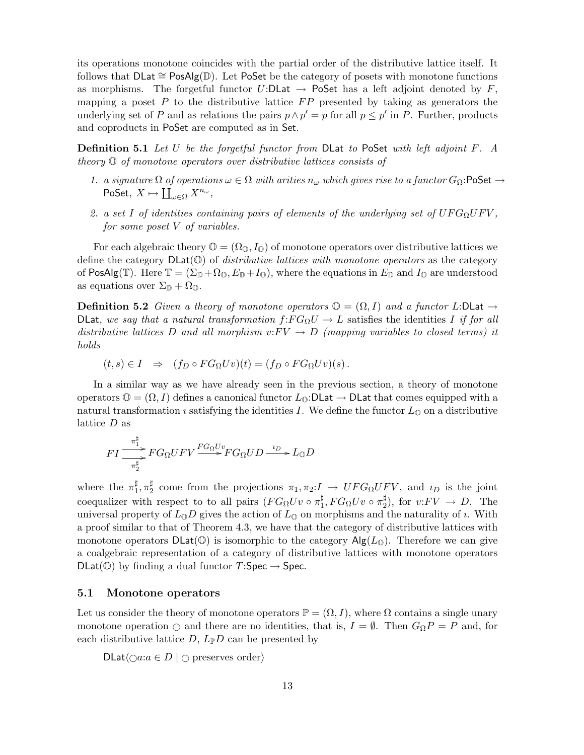its operations monotone coincides with the partial order of the distributive lattice itself. It follows that $\mathsf{DLat} \cong \mathsf{PosAlg}(\mathbb{D})$. Let $\mathsf{PoSet}$ be the category of posets with monotone functions as morphisms. The forgetful functor $U{:}\mathsf{DLat} \to \mathsf{PoSet}$ has a left adjoint denoted by $F$, mapping a poset $P$ to the distributive lattice $FP$ presented by taking as generators the underlying set of $P$ and as relations the pairs $p \wedge p' = p$ for all $p \leq p'$ in $P$. Further, products and coproducts in $\mathsf{PoSet}$ are computed as in $\mathsf{Set}$.

**Definition 5.1** *Let $U$ be the forgetful functor from $\mathsf{DLat}$ to $\mathsf{PoSet}$ with left adjoint $F$. A theory $\mathbb{O}$ of monotone operators over distributive lattices consists of*

1. *a signature $\Omega$ of operations $\omega \in \Omega$ with arities $n_\omega$ which gives rise to a functor $G_\Omega{:}\mathsf{PoSet} \to \mathsf{PoSet}$, $X \mapsto \coprod_{\omega \in \Omega} X^{n_\omega}$,*
2. *a set $I$ of identities containing pairs of elements of the underlying set of $UFG_\Omega UFV$, for some poset $V$ of variables.*

For each algebraic theory $\mathbb{O} = (\Omega_\mathbb{O}, I_\mathbb{O})$ of monotone operators over distributive lattices we define the category $\mathsf{DLat}(\mathbb{O})$ of *distributive lattices with monotone operators* as the category of $\mathsf{PosAlg}(\mathbb{T})$. Here $\mathbb{T} = (\Sigma_\mathbb{D} + \Omega_\mathbb{O}, E_\mathbb{D} + I_\mathbb{O})$, where the equations in $E_\mathbb{D}$ and $I_\mathbb{O}$ are understood as equations over $\Sigma_\mathbb{D} + \Omega_\mathbb{O}$.

**Definition 5.2** *Given a theory of monotone operators $\mathbb{O} = (\Omega, I)$ and a functor $L{:}\mathsf{DLat} \to \mathsf{DLat}$, we say that a natural transformation $f{:}FG_\Omega U \to L$ satisfies the identities $I$ if for all distributive lattices $D$ and all morphism $v{:}FV \to D$ (mapping variables to closed terms) it holds*

$$(t, s) \in I \quad \Rightarrow \quad (f_D \circ FG_\Omega Uv)(t) = (f_D \circ FG_\Omega Uv)(s)\,.$$

In a similar way as we have already seen in the previous section, a theory of monotone operators $\mathbb{O} = (\Omega, I)$ defines a canonical functor $L_\mathbb{O}{:}\mathsf{DLat} \to \mathsf{DLat}$ that comes equipped with a natural transformation $\imath$ satisfying the identities $I$. We define the functor $L_\mathbb{O}$ on a distributive lattice $D$ as

$$FI \underset{\pi_2^\sharp}{\overset{\pi_1^\sharp}{\rightrightarrows}} FG_\Omega UFV \xrightarrow{FG_\Omega Uv} FG_\Omega UD \xrightarrow{\imath_D} L_\mathbb{O} D$$

where the $\pi_1^\sharp, \pi_2^\sharp$ come from the projections $\pi_1, \pi_2{:}I \to UFG_\Omega UFV$, and $\imath_D$ is the joint coequalizer with respect to to all pairs $(FG_\Omega Uv \circ \pi_1^\sharp, FG_\Omega Uv \circ \pi_2^\sharp)$, for $v{:}FV \to D$. The universal property of $L_\mathbb{O} D$ gives the action of $L_\mathbb{O}$ on morphisms and the naturality of $\imath$. With a proof similar to that of Theorem 4.3, we have that the category of distributive lattices with monotone operators $\mathsf{DLat}(\mathbb{O})$ is isomorphic to the category $\mathsf{Alg}(L_\mathbb{O})$. Therefore we can give a coalgebraic representation of a category of distributive lattices with monotone operators $\mathsf{DLat}(\mathbb{O})$ by finding a dual functor $T{:}\mathsf{Spec} \to \mathsf{Spec}$.

### 5.1 Monotone operators

Let us consider the theory of monotone operators $\mathbb{P} = (\Omega, I)$, where $\Omega$ contains a single unary monotone operation $\bigcirc$ and there are no identities, that is, $I = \emptyset$. Then $G_\Omega P = P$ and, for each distributive lattice $D$, $L_\mathbb{P} D$ can be presented by

$\mathsf{DLat}\langle \bigcirc a{:}a \in D \mid \bigcirc \text{ preserves order} \rangle$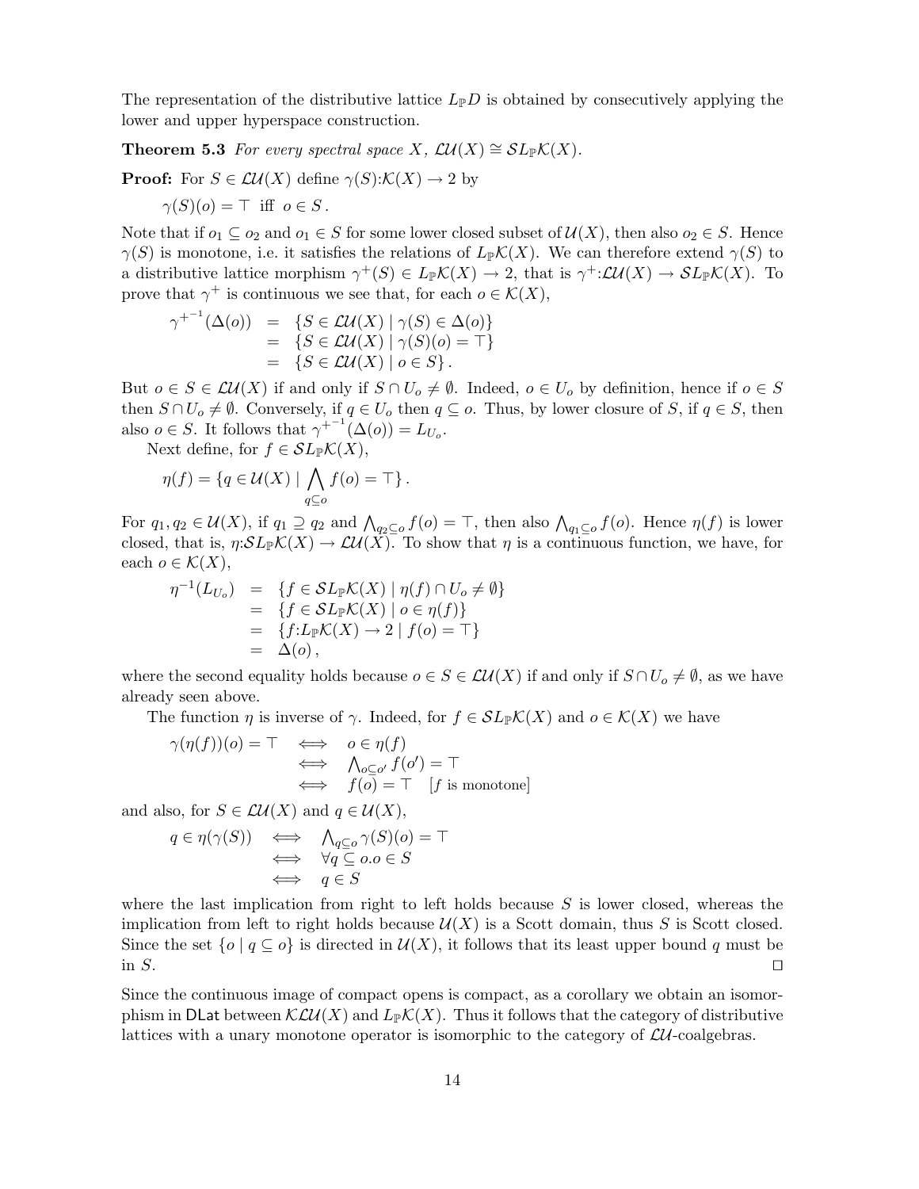The representation of the distributive lattice $L_{\mathbb{P}}D$ is obtained by consecutively applying the lower and upper hyperspace construction.

**Theorem 5.3** *For every spectral space $X$, $\mathcal{LU}(X) \cong \mathcal{S}L_{\mathbb{P}}\mathcal{K}(X)$.*

**Proof:** For $S \in \mathcal{LU}(X)$ define $\gamma(S){:}\mathcal{K}(X) \to 2$ by

$$\gamma(S)(o) = \top \text{ iff } o \in S\,.$$

Note that if $o_1 \subseteq o_2$ and $o_1 \in S$ for some lower closed subset of $\mathcal{U}(X)$, then also $o_2 \in S$. Hence $\gamma(S)$ is monotone, i.e. it satisfies the relations of $L_{\mathbb{P}}\mathcal{K}(X)$. We can therefore extend $\gamma(S)$ to a distributive lattice morphism $\gamma^+(S) \in L_{\mathbb{P}}\mathcal{K}(X) \to 2$, that is $\gamma^+{:}\mathcal{LU}(X) \to \mathcal{S}L_{\mathbb{P}}\mathcal{K}(X)$. To prove that $\gamma^+$ is continuous we see that, for each $o \in \mathcal{K}(X)$,

$$\begin{aligned}
{\gamma^+}^{-1}(\Delta(o)) &= \{S \in \mathcal{LU}(X) \mid \gamma(S) \in \Delta(o)\} \\
&= \{S \in \mathcal{LU}(X) \mid \gamma(S)(o) = \top\} \\
&= \{S \in \mathcal{LU}(X) \mid o \in S\}\,.
\end{aligned}$$

But $o \in S \in \mathcal{LU}(X)$ if and only if $S \cap U_o \neq \emptyset$. Indeed, $o \in U_o$ by definition, hence if $o \in S$ then $S \cap U_o \neq \emptyset$. Conversely, if $q \in U_o$ then $q \subseteq o$. Thus, by lower closure of $S$, if $q \in S$, then also $o \in S$. It follows that ${\gamma^+}^{-1}(\Delta(o)) = L_{U_o}$.

Next define, for $f \in \mathcal{S}L_{\mathbb{P}}\mathcal{K}(X)$,

$$\eta(f) = \{q \in \mathcal{U}(X) \mid \bigwedge_{q \subseteq o} f(o) = \top\}\,.$$

For $q_1, q_2 \in \mathcal{U}(X)$, if $q_1 \supseteq q_2$ and $\bigwedge_{q_2 \subseteq o} f(o) = \top$, then also $\bigwedge_{q_1 \subseteq o} f(o)$. Hence $\eta(f)$ is lower closed, that is, $\eta{:}\mathcal{S}L_{\mathbb{P}}\mathcal{K}(X) \to \mathcal{LU}(X)$. To show that $\eta$ is a continuous function, we have, for each $o \in \mathcal{K}(X)$,

$$\begin{aligned}
\eta^{-1}(L_{U_o}) &= \{f \in \mathcal{S}L_{\mathbb{P}}\mathcal{K}(X) \mid \eta(f) \cap U_o \neq \emptyset\} \\
&= \{f \in \mathcal{S}L_{\mathbb{P}}\mathcal{K}(X) \mid o \in \eta(f)\} \\
&= \{f{:}L_{\mathbb{P}}\mathcal{K}(X) \to 2 \mid f(o) = \top\} \\
&= \Delta(o)\,,
\end{aligned}$$

where the second equality holds because $o \in S \in \mathcal{LU}(X)$ if and only if $S \cap U_o \neq \emptyset$, as we have already seen above.

The function $\eta$ is inverse of $\gamma$. Indeed, for $f \in \mathcal{S}L_{\mathbb{P}}\mathcal{K}(X)$ and $o \in \mathcal{K}(X)$ we have

$$\begin{aligned}
\gamma(\eta(f))(o) = \top &\iff o \in \eta(f) \\
&\iff \textstyle\bigwedge_{o \subseteq o'} f(o') = \top \\
&\iff f(o) = \top \quad [f \text{ is monotone}]
\end{aligned}$$

and also, for $S \in \mathcal{LU}(X)$ and $q \in \mathcal{U}(X)$,

$$\begin{aligned}
q \in \eta(\gamma(S)) &\iff \textstyle\bigwedge_{q \subseteq o} \gamma(S)(o) = \top \\
&\iff \forall q \subseteq o. o \in S \\
&\iff q \in S
\end{aligned}$$

where the last implication from right to left holds because $S$ is lower closed, whereas the implication from left to right holds because $\mathcal{U}(X)$ is a Scott domain, thus $S$ is Scott closed. Since the set $\{o \mid q \subseteq o\}$ is directed in $\mathcal{U}(X)$, it follows that its least upper bound $q$ must be in $S$. $\Box$

Since the continuous image of compact opens is compact, as a corollary we obtain an isomorphism in $\mathsf{DLat}$ between $\mathcal{KLU}(X)$ and $L_{\mathbb{P}}\mathcal{K}(X)$. Thus it follows that the category of distributive lattices with a unary monotone operator is isomorphic to the category of $\mathcal{LU}$-coalgebras.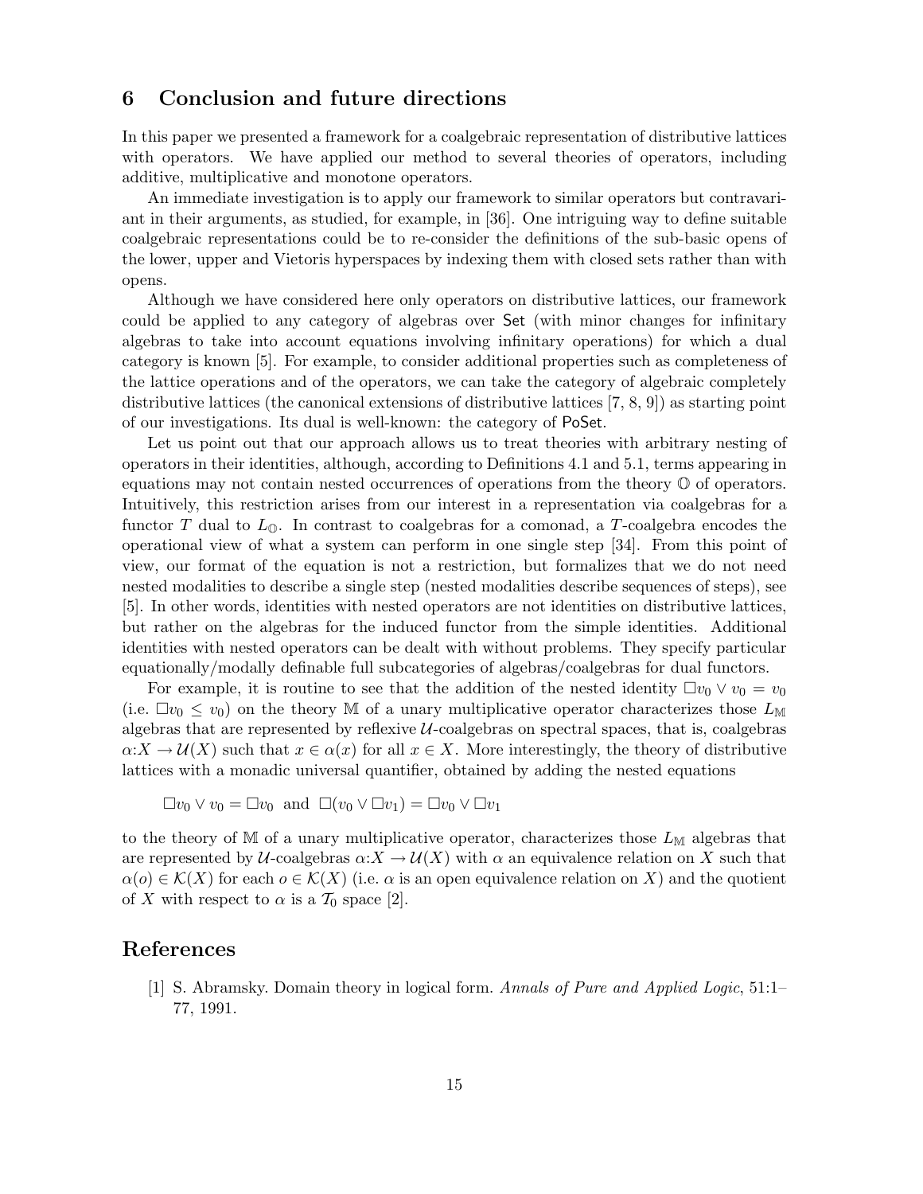## 6 Conclusion and future directions

In this paper we presented a framework for a coalgebraic representation of distributive lattices with operators. We have applied our method to several theories of operators, including additive, multiplicative and monotone operators.

An immediate investigation is to apply our framework to similar operators but contravariant in their arguments, as studied, for example, in [36]. One intriguing way to define suitable coalgebraic representations could be to re-consider the definitions of the sub-basic opens of the lower, upper and Vietoris hyperspaces by indexing them with closed sets rather than with opens.

Although we have considered here only operators on distributive lattices, our framework could be applied to any category of algebras over Set (with minor changes for infinitary algebras to take into account equations involving infinitary operations) for which a dual category is known [5]. For example, to consider additional properties such as completeness of the lattice operations and of the operators, we can take the category of algebraic completely distributive lattices (the canonical extensions of distributive lattices [7, 8, 9]) as starting point of our investigations. Its dual is well-known: the category of PoSet.

Let us point out that our approach allows us to treat theories with arbitrary nesting of operators in their identities, although, according to Definitions 4.1 and 5.1, terms appearing in equations may not contain nested occurrences of operations from the theory $\mathbb{O}$ of operators. Intuitively, this restriction arises from our interest in a representation via coalgebras for a functor $T$ dual to $L_{\mathbb{O}}$. In contrast to coalgebras for a comonad, a $T$-coalgebra encodes the operational view of what a system can perform in one single step [34]. From this point of view, our format of the equation is not a restriction, but formalizes that we do not need nested modalities to describe a single step (nested modalities describe sequences of steps), see [5]. In other words, identities with nested operators are not identities on distributive lattices, but rather on the algebras for the induced functor from the simple identities. Additional identities with nested operators can be dealt with without problems. They specify particular equationally/modally definable full subcategories of algebras/coalgebras for dual functors.

For example, it is routine to see that the addition of the nested identity $\Box v_0 \vee v_0 = v_0$ (i.e. $\Box v_0 \leq v_0$) on the theory $\mathbb{M}$ of a unary multiplicative operator characterizes those $L_{\mathbb{M}}$ algebras that are represented by reflexive $\mathcal{U}$-coalgebras on spectral spaces, that is, coalgebras $\alpha{:}X \to \mathcal{U}(X)$ such that $x \in \alpha(x)$ for all $x \in X$. More interestingly, the theory of distributive lattices with a monadic universal quantifier, obtained by adding the nested equations

$$\Box v_0 \vee v_0 = \Box v_0 \ \text{ and } \ \Box(v_0 \vee \Box v_1) = \Box v_0 \vee \Box v_1$$

to the theory of $\mathbb{M}$ of a unary multiplicative operator, characterizes those $L_{\mathbb{M}}$ algebras that are represented by $\mathcal{U}$-coalgebras $\alpha{:}X \to \mathcal{U}(X)$ with $\alpha$ an equivalence relation on $X$ such that $\alpha(o) \in \mathcal{K}(X)$ for each $o \in \mathcal{K}(X)$ (i.e. $\alpha$ is an open equivalence relation on $X$) and the quotient of $X$ with respect to $\alpha$ is a $\mathcal{T}_0$ space [2].

## References

[1] S. Abramsky. Domain theory in logical form. *Annals of Pure and Applied Logic*, 51:1–77, 1991.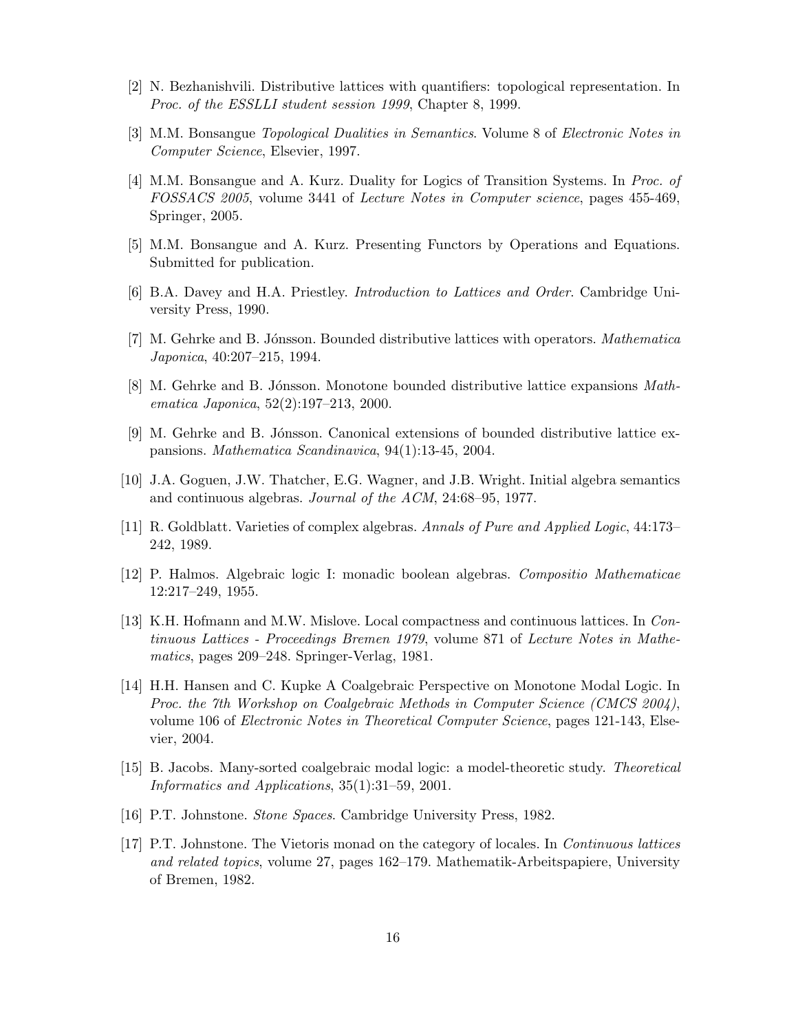[2] N. Bezhanishvili. Distributive lattices with quantifiers: topological representation. In *Proc. of the ESSLLI student session 1999*, Chapter 8, 1999.

[3] M.M. Bonsangue *Topological Dualities in Semantics*. Volume 8 of *Electronic Notes in Computer Science*, Elsevier, 1997.

[4] M.M. Bonsangue and A. Kurz. Duality for Logics of Transition Systems. In *Proc. of FOSSACS 2005*, volume 3441 of *Lecture Notes in Computer science*, pages 455-469, Springer, 2005.

[5] M.M. Bonsangue and A. Kurz. Presenting Functors by Operations and Equations. Submitted for publication.

[6] B.A. Davey and H.A. Priestley. *Introduction to Lattices and Order*. Cambridge University Press, 1990.

[7] M. Gehrke and B. Jónsson. Bounded distributive lattices with operators. *Mathematica Japonica*, 40:207–215, 1994.

[8] M. Gehrke and B. Jónsson. Monotone bounded distributive lattice expansions *Mathematica Japonica*, 52(2):197–213, 2000.

[9] M. Gehrke and B. Jónsson. Canonical extensions of bounded distributive lattice expansions. *Mathematica Scandinavica*, 94(1):13-45, 2004.

[10] J.A. Goguen, J.W. Thatcher, E.G. Wagner, and J.B. Wright. Initial algebra semantics and continuous algebras. *Journal of the ACM*, 24:68–95, 1977.

[11] R. Goldblatt. Varieties of complex algebras. *Annals of Pure and Applied Logic*, 44:173–242, 1989.

[12] P. Halmos. Algebraic logic I: monadic boolean algebras. *Compositio Mathematicae* 12:217–249, 1955.

[13] K.H. Hofmann and M.W. Mislove. Local compactness and continuous lattices. In *Continuous Lattices - Proceedings Bremen 1979*, volume 871 of *Lecture Notes in Mathematics*, pages 209–248. Springer-Verlag, 1981.

[14] H.H. Hansen and C. Kupke A Coalgebraic Perspective on Monotone Modal Logic. In *Proc. the 7th Workshop on Coalgebraic Methods in Computer Science (CMCS 2004)*, volume 106 of *Electronic Notes in Theoretical Computer Science*, pages 121-143, Elsevier, 2004.

[15] B. Jacobs. Many-sorted coalgebraic modal logic: a model-theoretic study. *Theoretical Informatics and Applications*, 35(1):31–59, 2001.

[16] P.T. Johnstone. *Stone Spaces*. Cambridge University Press, 1982.

[17] P.T. Johnstone. The Vietoris monad on the category of locales. In *Continuous lattices and related topics*, volume 27, pages 162–179. Mathematik-Arbeitspapiere, University of Bremen, 1982.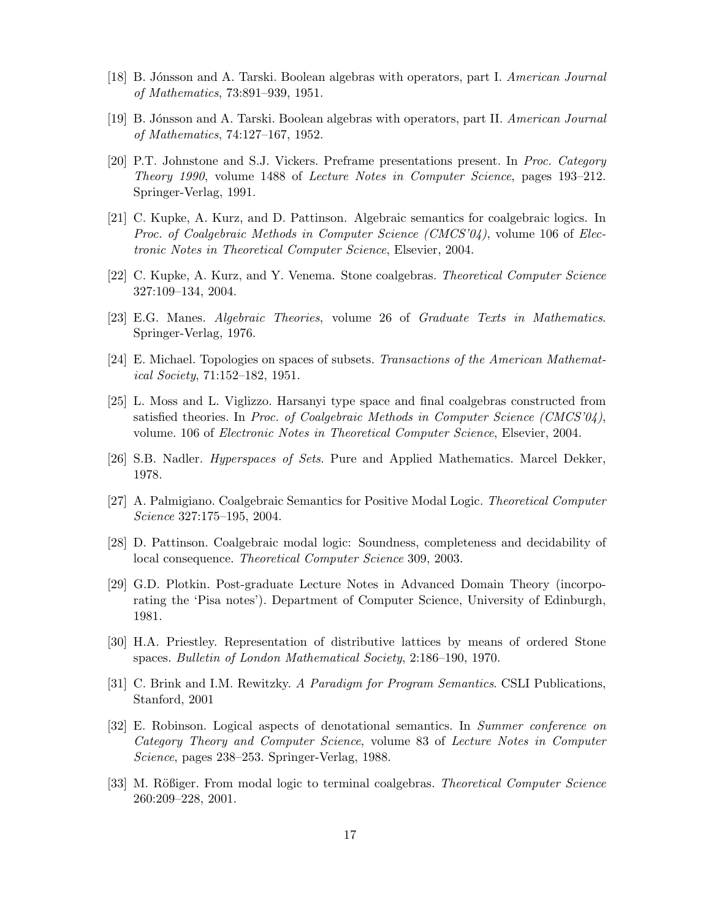[18] B. Jónsson and A. Tarski. Boolean algebras with operators, part I. *American Journal of Mathematics*, 73:891–939, 1951.

[19] B. Jónsson and A. Tarski. Boolean algebras with operators, part II. *American Journal of Mathematics*, 74:127–167, 1952.

[20] P.T. Johnstone and S.J. Vickers. Preframe presentations present. In *Proc. Category Theory 1990*, volume 1488 of *Lecture Notes in Computer Science*, pages 193–212. Springer-Verlag, 1991.

[21] C. Kupke, A. Kurz, and D. Pattinson. Algebraic semantics for coalgebraic logics. In *Proc. of Coalgebraic Methods in Computer Science (CMCS'04)*, volume 106 of *Electronic Notes in Theoretical Computer Science*, Elsevier, 2004.

[22] C. Kupke, A. Kurz, and Y. Venema. Stone coalgebras. *Theoretical Computer Science* 327:109–134, 2004.

[23] E.G. Manes. *Algebraic Theories*, volume 26 of *Graduate Texts in Mathematics*. Springer-Verlag, 1976.

[24] E. Michael. Topologies on spaces of subsets. *Transactions of the American Mathematical Society*, 71:152–182, 1951.

[25] L. Moss and L. Viglizzo. Harsanyi type space and final coalgebras constructed from satisfied theories. In *Proc. of Coalgebraic Methods in Computer Science (CMCS'04)*, volume. 106 of *Electronic Notes in Theoretical Computer Science*, Elsevier, 2004.

[26] S.B. Nadler. *Hyperspaces of Sets*. Pure and Applied Mathematics. Marcel Dekker, 1978.

[27] A. Palmigiano. Coalgebraic Semantics for Positive Modal Logic. *Theoretical Computer Science* 327:175–195, 2004.

[28] D. Pattinson. Coalgebraic modal logic: Soundness, completeness and decidability of local consequence. *Theoretical Computer Science* 309, 2003.

[29] G.D. Plotkin. Post-graduate Lecture Notes in Advanced Domain Theory (incorporating the 'Pisa notes'). Department of Computer Science, University of Edinburgh, 1981.

[30] H.A. Priestley. Representation of distributive lattices by means of ordered Stone spaces. *Bulletin of London Mathematical Society*, 2:186–190, 1970.

[31] C. Brink and I.M. Rewitzky. *A Paradigm for Program Semantics*. CSLI Publications, Stanford, 2001

[32] E. Robinson. Logical aspects of denotational semantics. In *Summer conference on Category Theory and Computer Science*, volume 83 of *Lecture Notes in Computer Science*, pages 238–253. Springer-Verlag, 1988.

[33] M. Rößiger. From modal logic to terminal coalgebras. *Theoretical Computer Science* 260:209–228, 2001.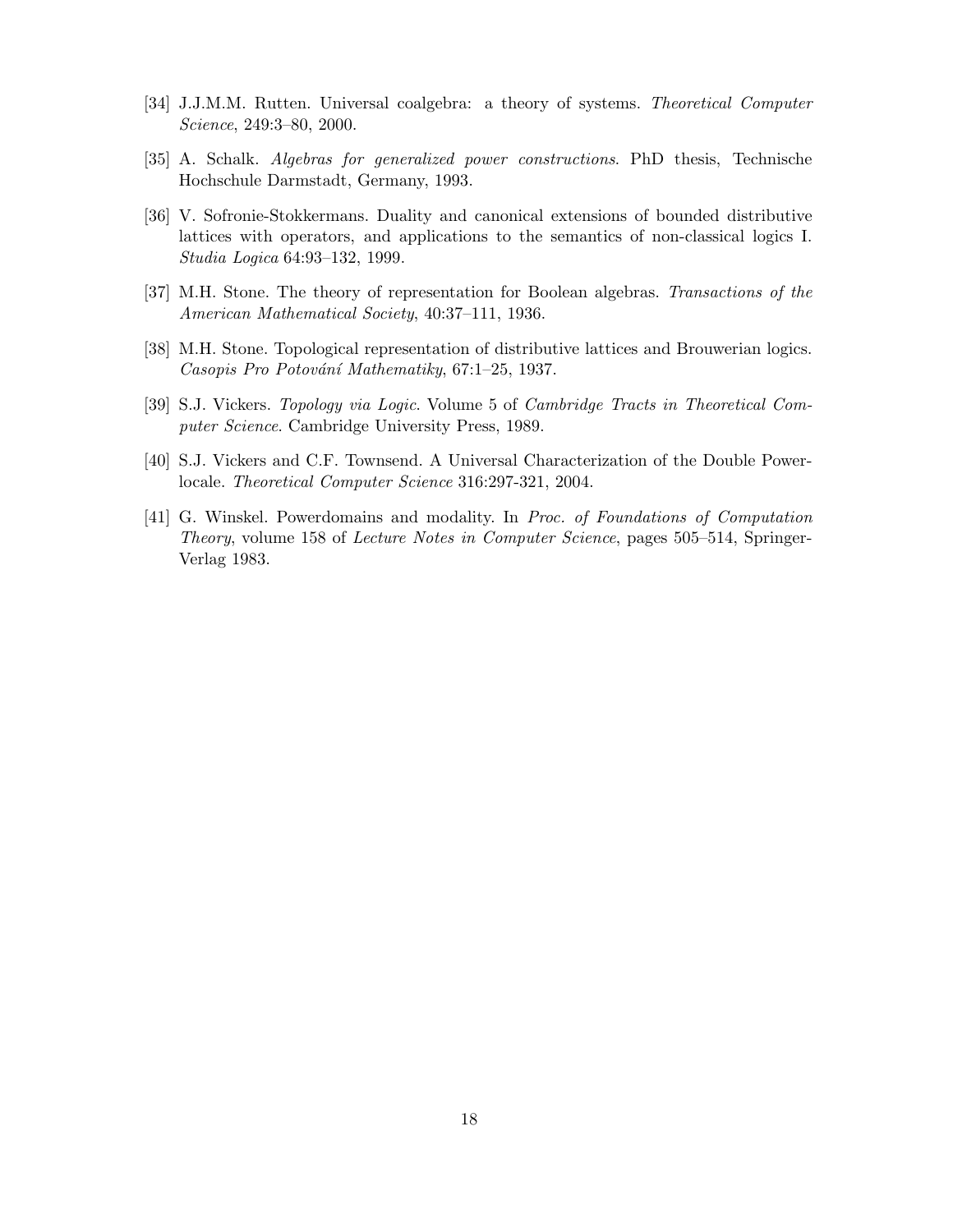[34] J.J.M.M. Rutten. Universal coalgebra: a theory of systems. *Theoretical Computer Science*, 249:3–80, 2000.

[35] A. Schalk. *Algebras for generalized power constructions*. PhD thesis, Technische Hochschule Darmstadt, Germany, 1993.

[36] V. Sofronie-Stokkermans. Duality and canonical extensions of bounded distributive lattices with operators, and applications to the semantics of non-classical logics I. *Studia Logica* 64:93–132, 1999.

[37] M.H. Stone. The theory of representation for Boolean algebras. *Transactions of the American Mathematical Society*, 40:37–111, 1936.

[38] M.H. Stone. Topological representation of distributive lattices and Brouwerian logics. *Casopis Pro Potování Mathematiky*, 67:1–25, 1937.

[39] S.J. Vickers. *Topology via Logic*. Volume 5 of *Cambridge Tracts in Theoretical Computer Science*. Cambridge University Press, 1989.

[40] S.J. Vickers and C.F. Townsend. A Universal Characterization of the Double Powerlocale. *Theoretical Computer Science* 316:297-321, 2004.

[41] G. Winskel. Powerdomains and modality. In *Proc. of Foundations of Computation Theory*, volume 158 of *Lecture Notes in Computer Science*, pages 505–514, Springer-Verlag 1983.